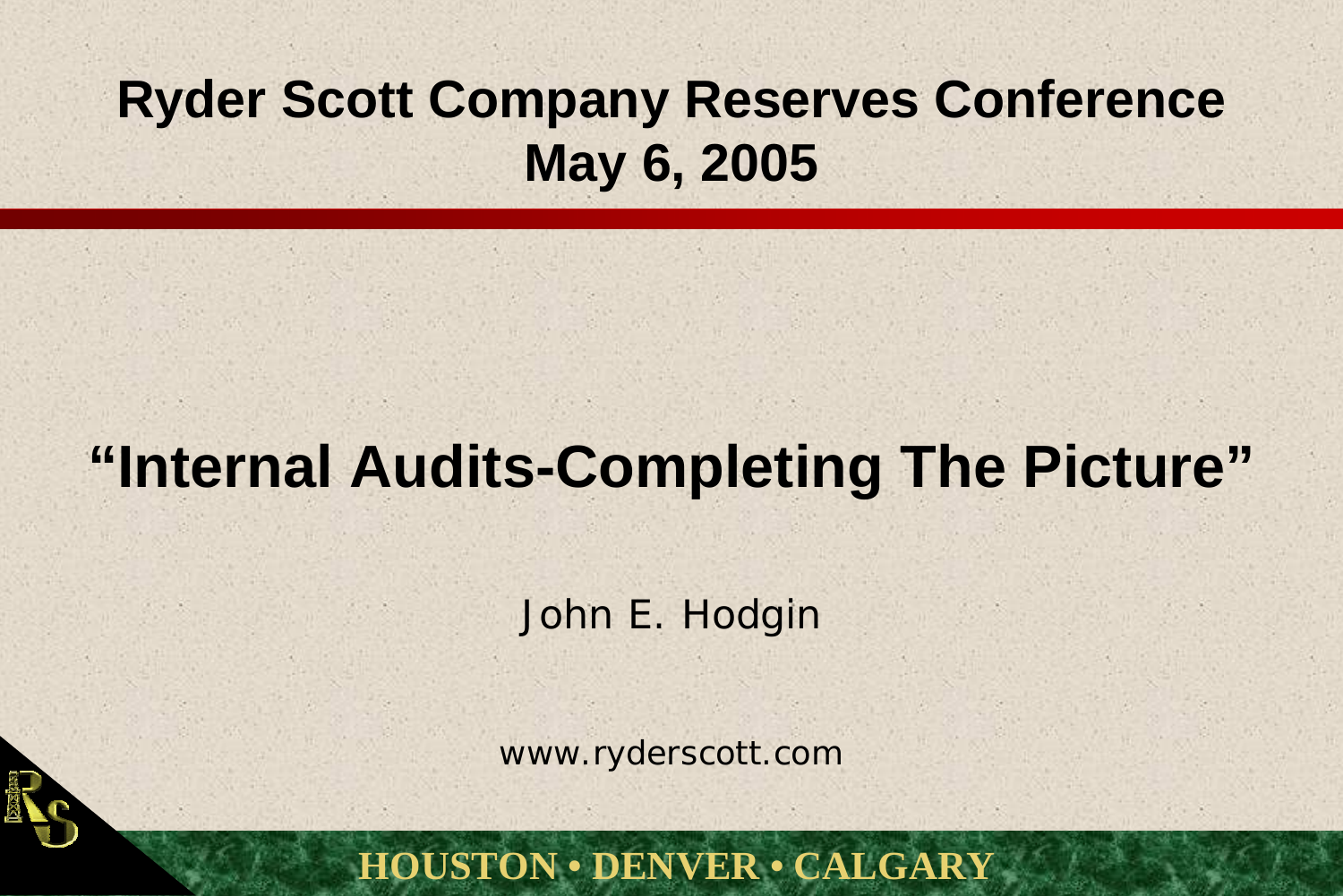# Ryder Scott Company Reserves Conference

## May 6, 2005

# "Internal Audits-Completing The Picture"

John E. Hodgin

www.ryderscott.com

**HOUSTON • DENVER • CALGARY**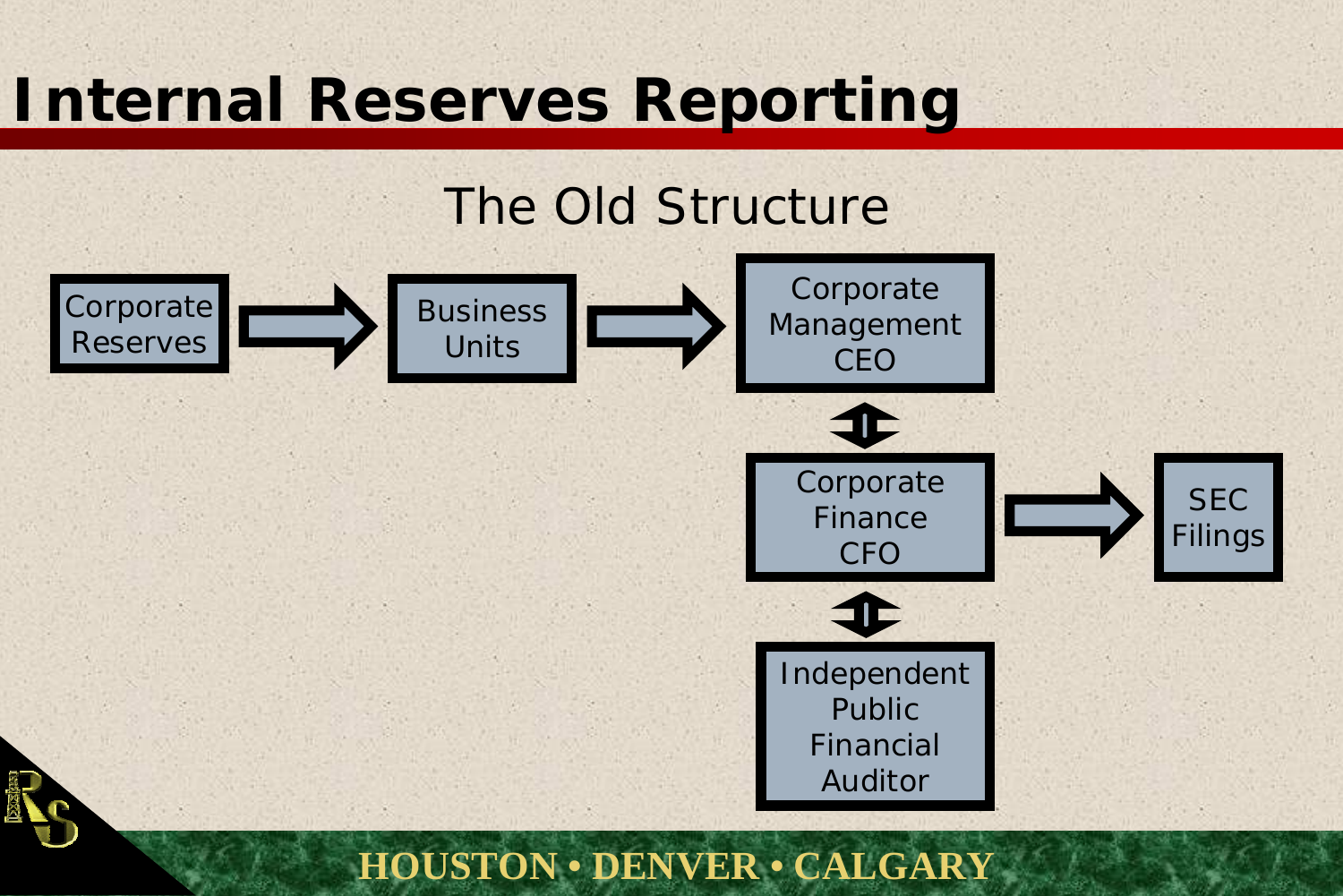# Internal Reserves Reporting

## The Old Structure

Corporate Reserves → Business Units → Corporate Management CEO

Corporate Management CEO ↕ Corporate Finance CFO

Corporate Finance CFO → SEC Filings

Corporate Finance CFO ↕ Independent Public Financial Auditor

HOUSTON • DENVER • CALGARY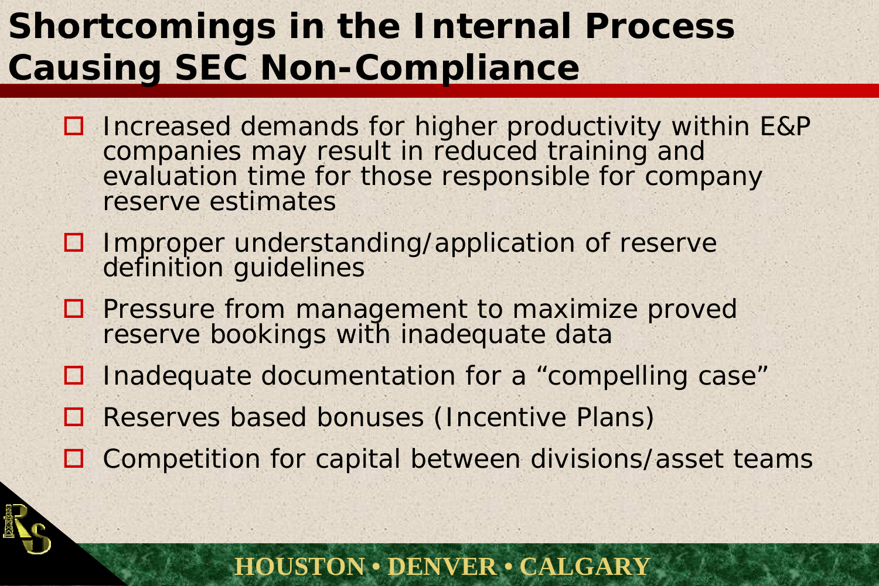# Shortcomings in the Internal Process Causing SEC Non-Compliance

- Increased demands for higher productivity within E&P companies may result in reduced training and evaluation time for those responsible for company reserve estimates
- Improper understanding/application of reserve definition guidelines
- Pressure from management to maximize proved reserve bookings with inadequate data
- Inadequate documentation for a "compelling case"
- Reserves based bonuses (Incentive Plans)
- Competition for capital between divisions/asset teams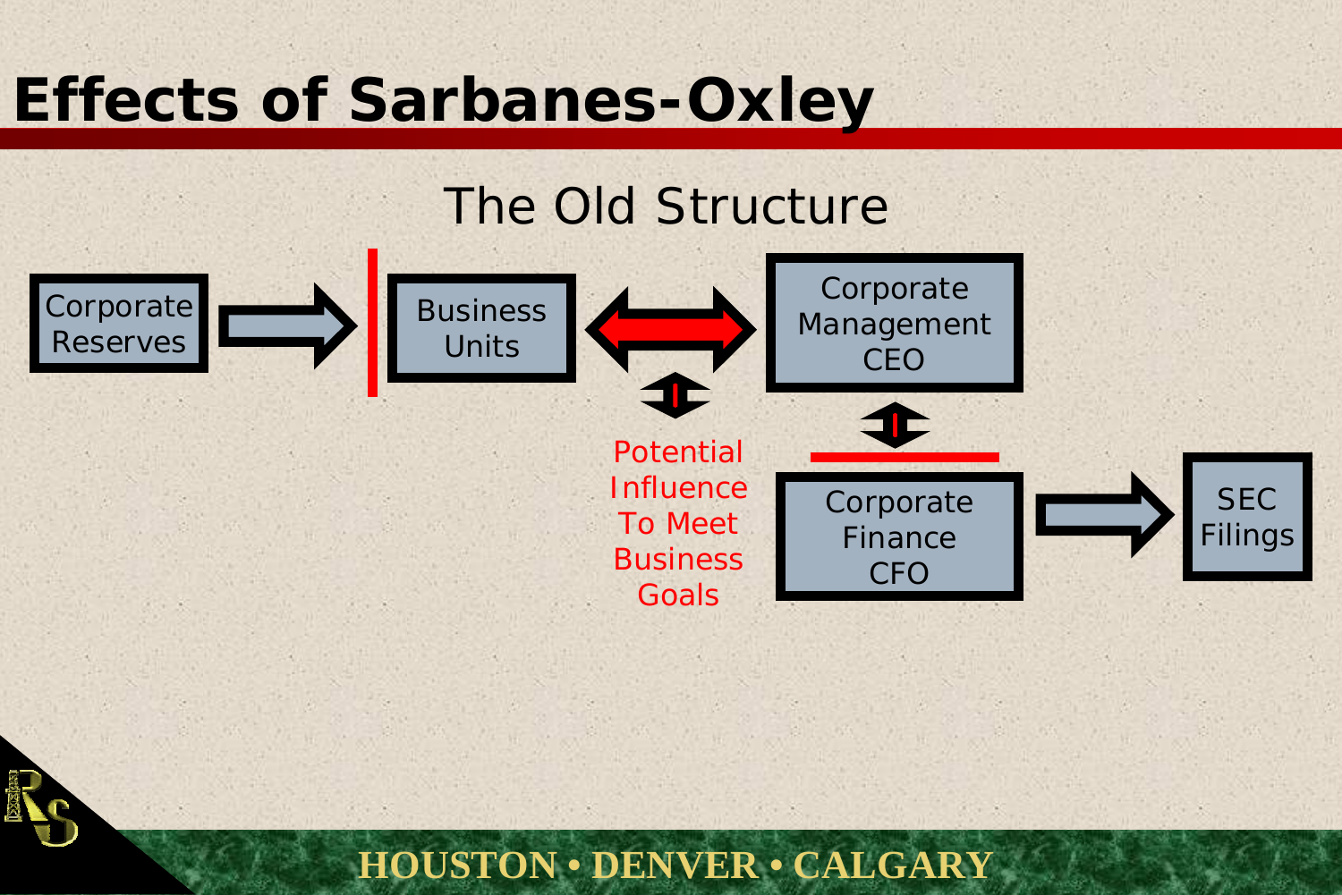# Effects of Sarbanes-Oxley

## The Old Structure

Corporate Reserves

Business Units

Corporate Management CEO

Potential Influence To Meet Business Goals

Corporate Finance CFO

SEC Filings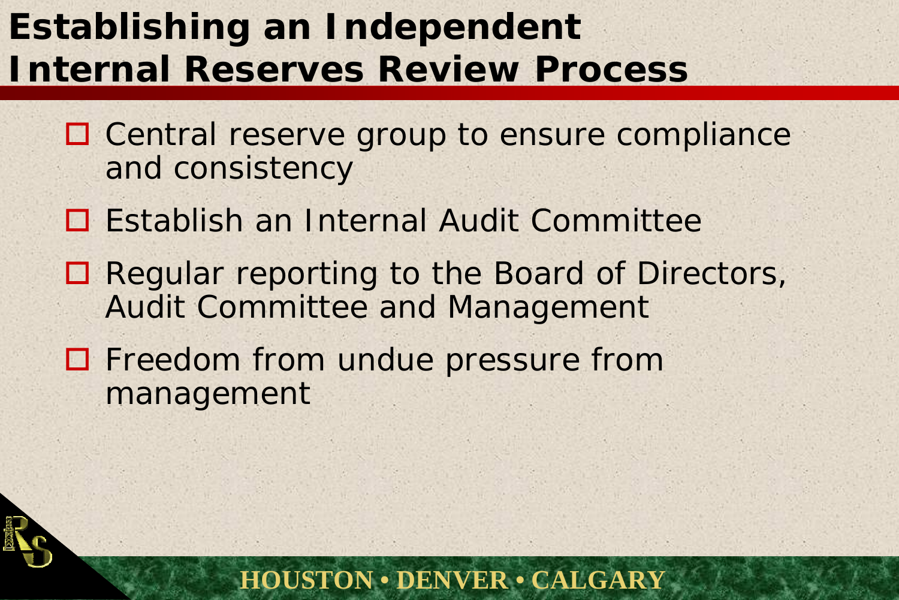# Establishing an Independent Internal Reserves Review Process

- Central reserve group to ensure compliance and consistency
- Establish an Internal Audit Committee
- Regular reporting to the Board of Directors, Audit Committee and Management
- Freedom from undue pressure from management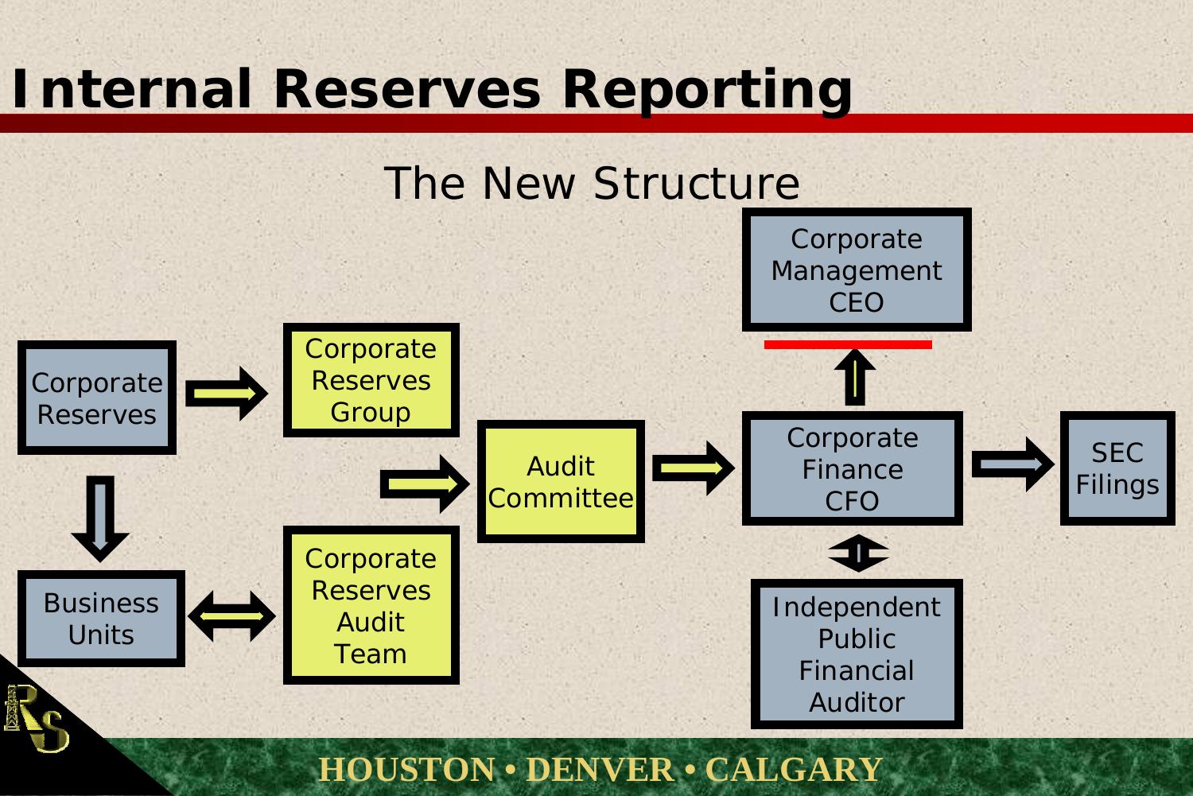# Internal Reserves Reporting

## The New Structure

- Corporate Reserves → Corporate Reserves Group
- Corporate Reserves → Business Units
- Business Units ⇔ Corporate Reserves Audit Team
- Corporate Reserves Group / Corporate Reserves Audit Team → Audit Committee
- Audit Committee → Corporate Finance CFO
- Corporate Finance CFO → Corporate Management CEO
- Corporate Finance CFO ⇔ Independent Public Financial Auditor
- Corporate Finance CFO → SEC Filings

HOUSTON • DENVER • CALGARY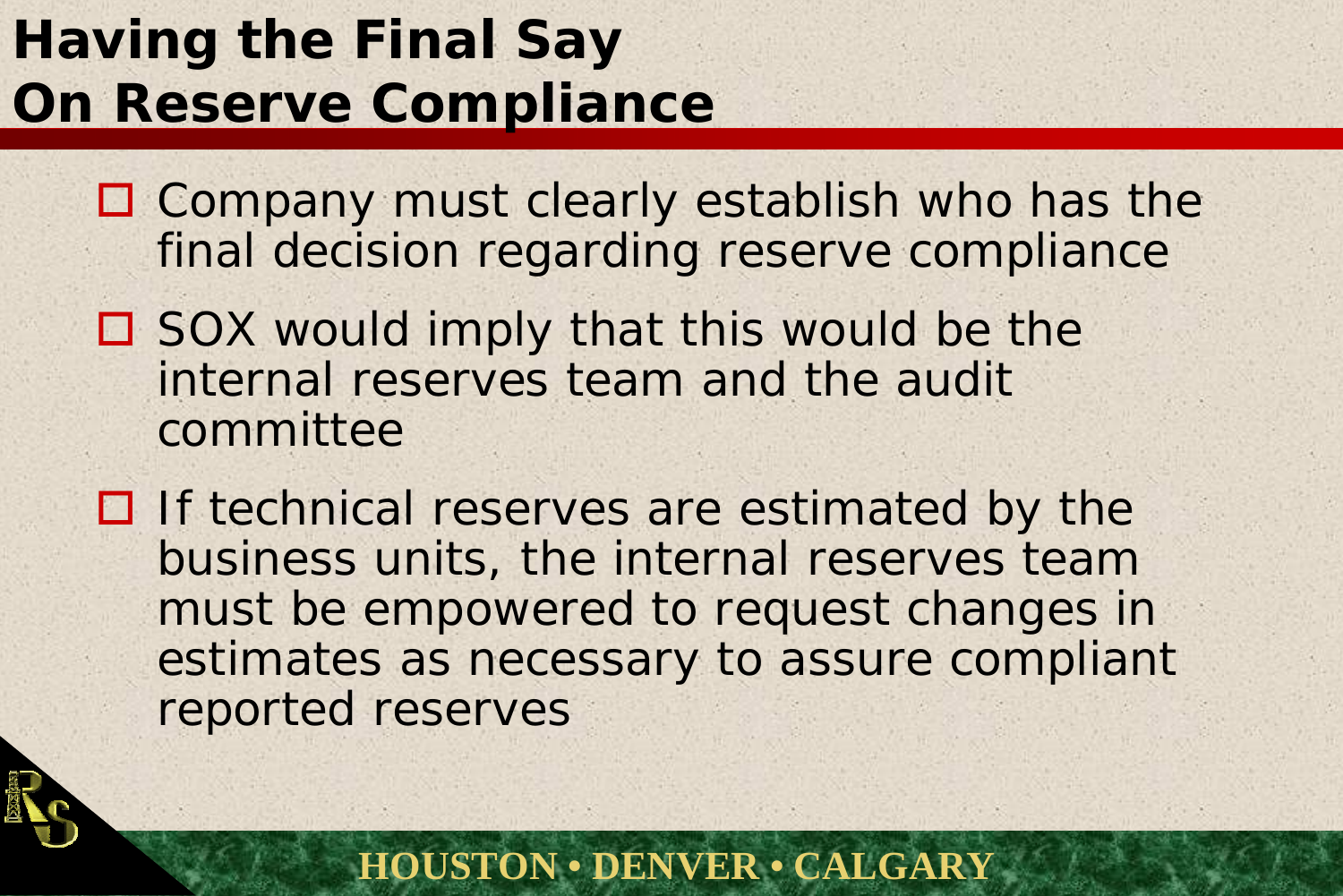# Having the Final Say On Reserve Compliance

- Company must clearly establish who has the final decision regarding reserve compliance
- SOX would imply that this would be the internal reserves team and the audit committee
- If technical reserves are estimated by the business units, the internal reserves team must be empowered to request changes in estimates as necessary to assure compliant reported reserves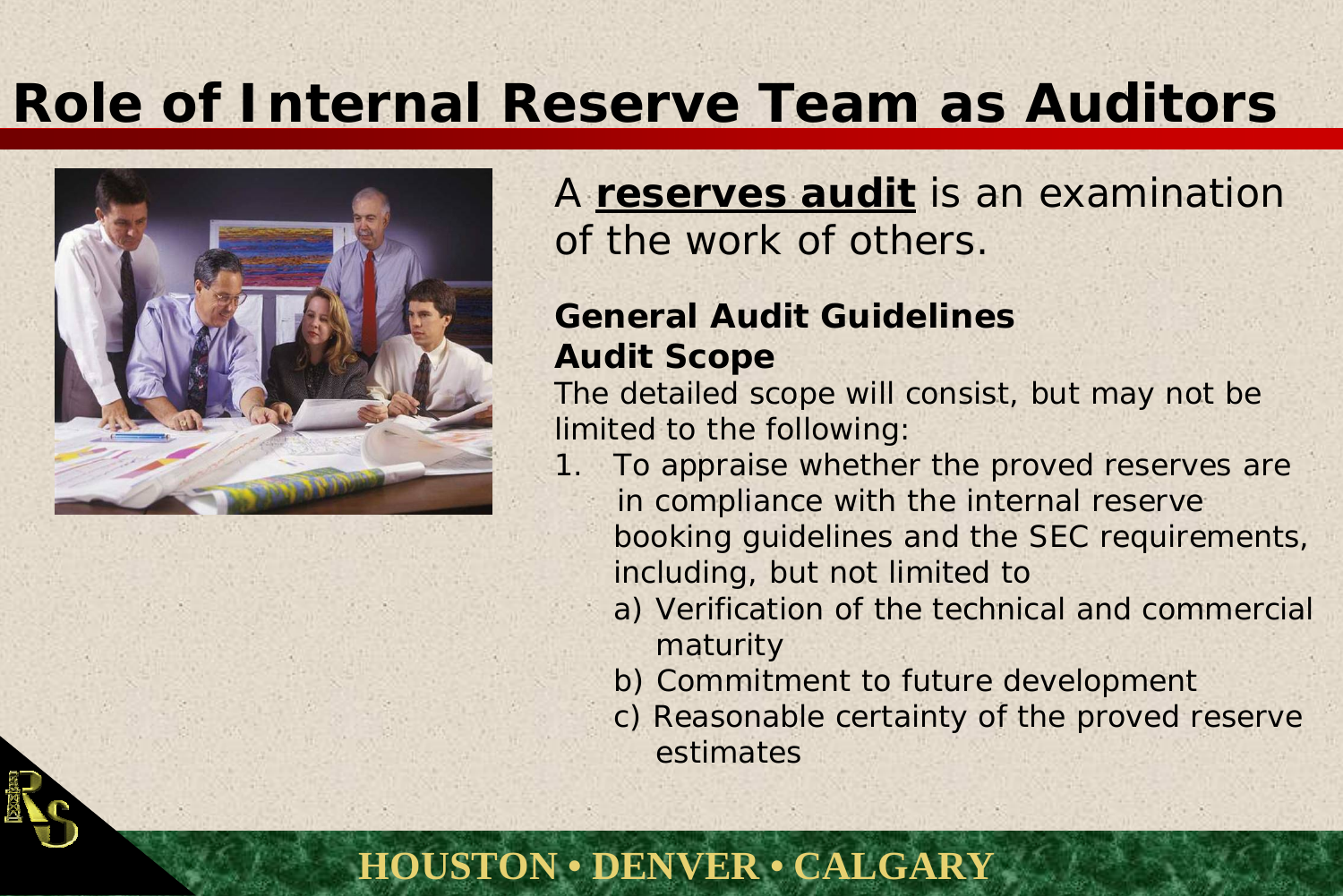# Role of Internal Reserve Team as Auditors

A **reserves audit** is an examination of the work of others.

**General Audit Guidelines**
**Audit Scope**

The detailed scope will consist, but may not be limited to the following:

1. To appraise whether the proved reserves are in compliance with the internal reserve booking guidelines and the SEC requirements, including, but not limited to
   - a) Verification of the technical and commercial maturity
   - b) Commitment to future development
   - c) Reasonable certainty of the proved reserve estimates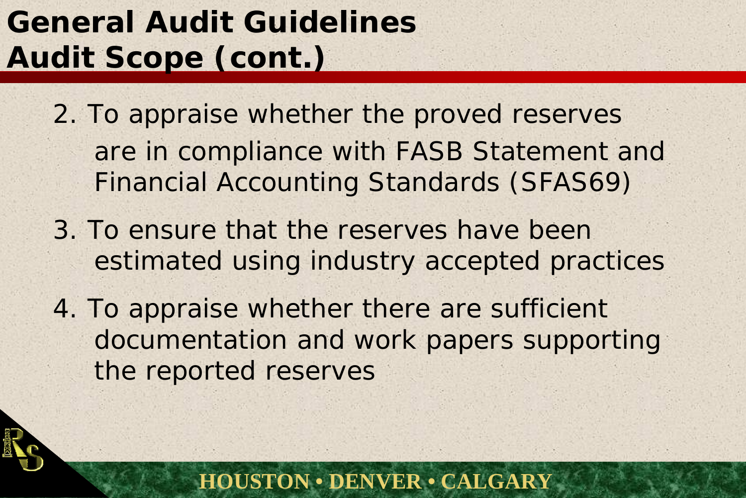# General Audit Guidelines
## Audit Scope (cont.)

2. To appraise whether the proved reserves are in compliance with FASB Statement and Financial Accounting Standards (SFAS69)
3. To ensure that the reserves have been estimated using industry accepted practices
4. To appraise whether there are sufficient documentation and work papers supporting the reported reserves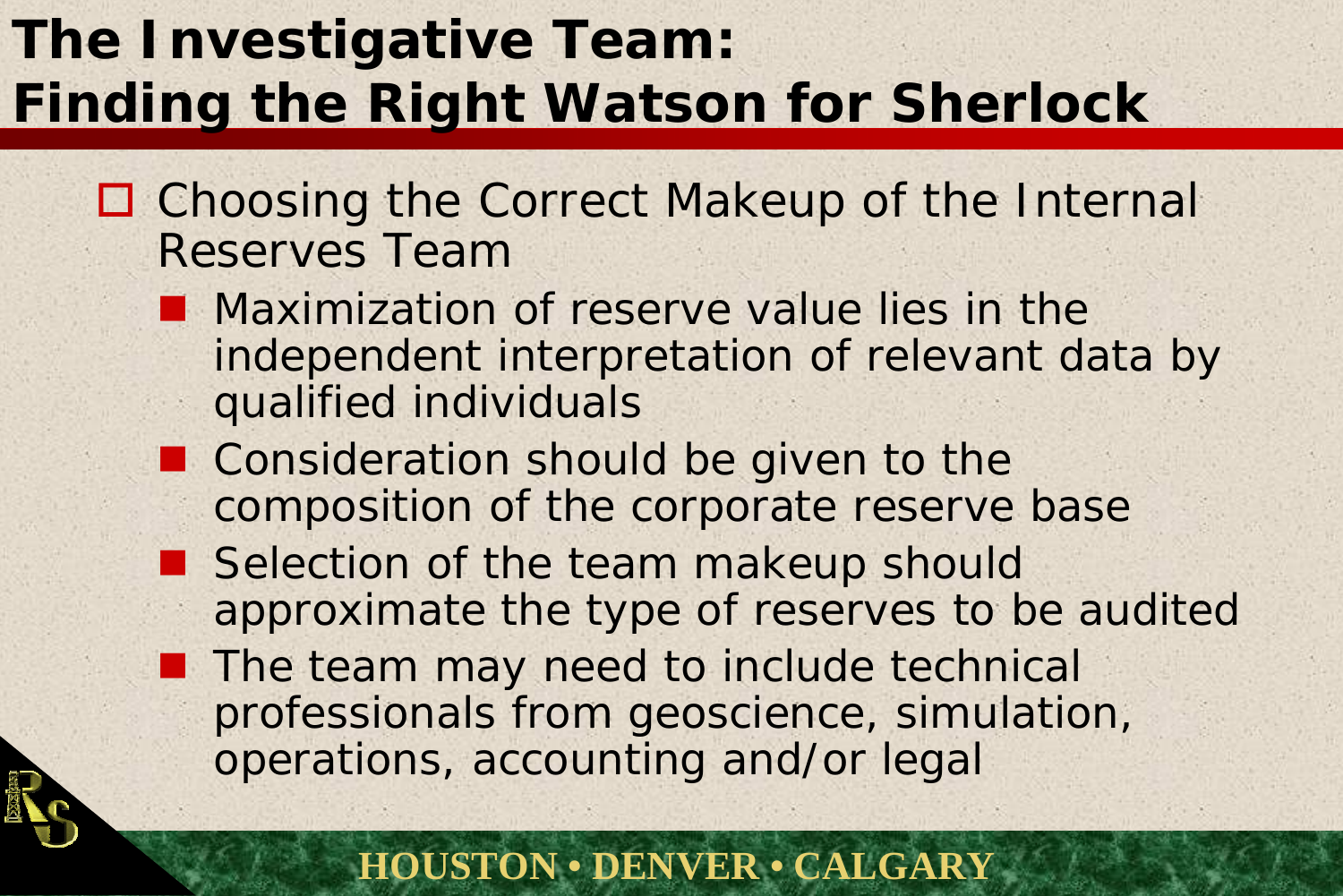# The Investigative Team: Finding the Right Watson for Sherlock

- Choosing the Correct Makeup of the Internal Reserves Team
  - Maximization of reserve value lies in the independent interpretation of relevant data by qualified individuals
  - Consideration should be given to the composition of the corporate reserve base
  - Selection of the team makeup should approximate the type of reserves to be audited
  - The team may need to include technical professionals from geoscience, simulation, operations, accounting and/or legal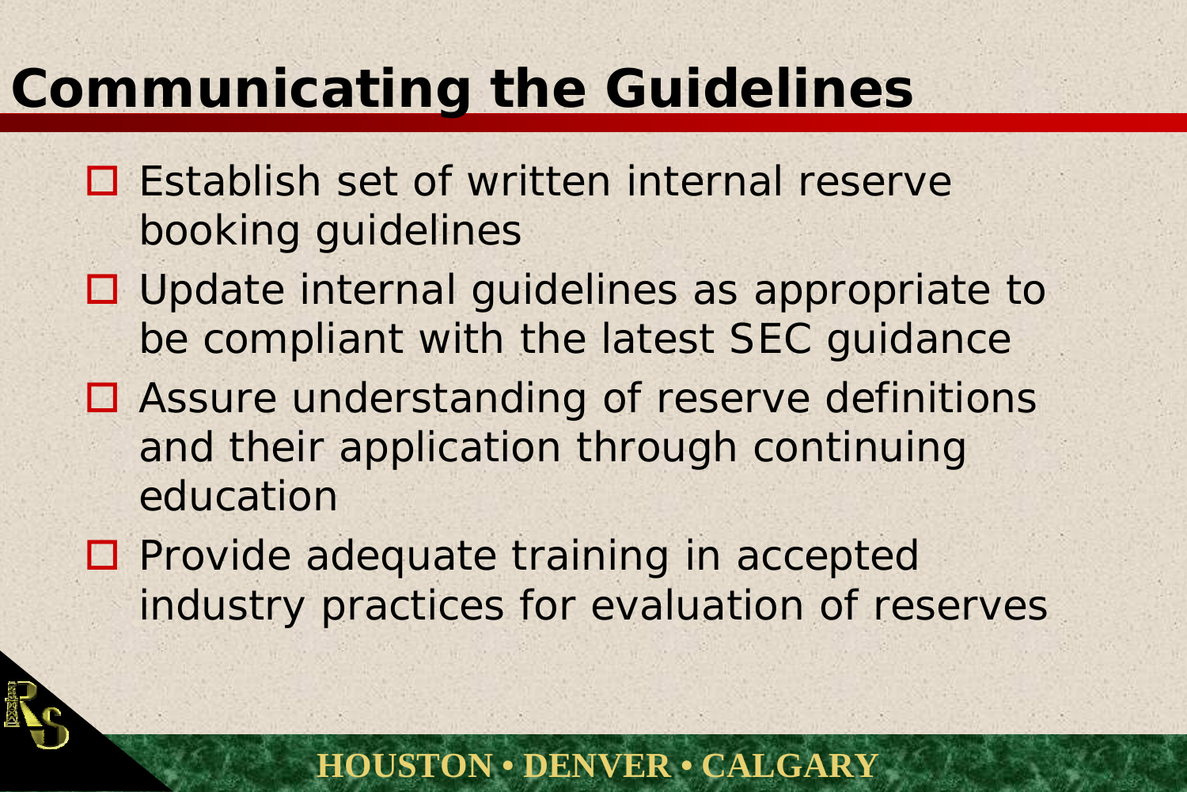# Communicating the Guidelines

- Establish set of written internal reserve booking guidelines
- Update internal guidelines as appropriate to be compliant with the latest SEC guidance
- Assure understanding of reserve definitions and their application through continuing education
- Provide adequate training in accepted industry practices for evaluation of reserves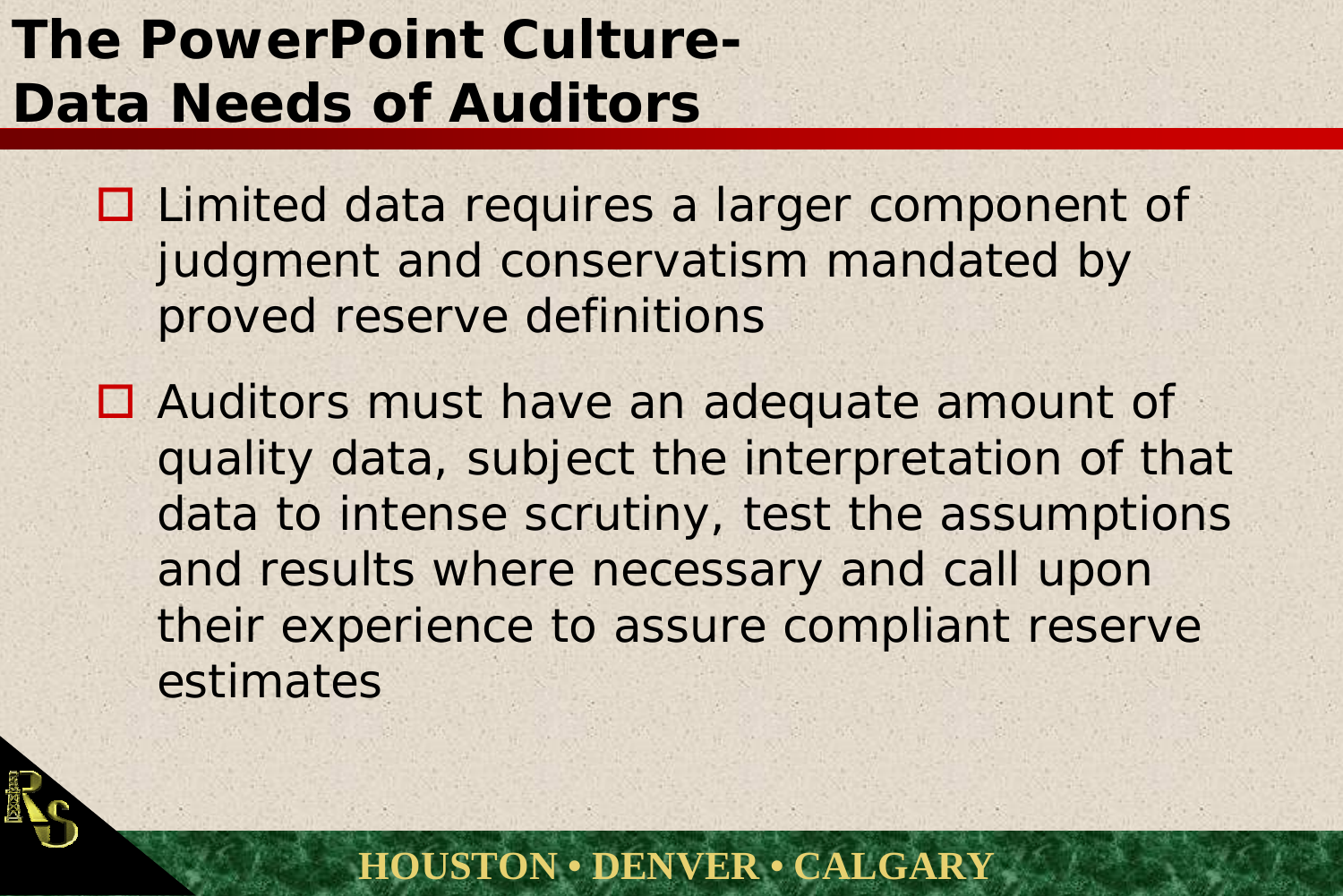# The PowerPoint Culture- Data Needs of Auditors

- Limited data requires a larger component of judgment and conservatism mandated by proved reserve definitions
- Auditors must have an adequate amount of quality data, subject the interpretation of that data to intense scrutiny, test the assumptions and results where necessary and call upon their experience to assure compliant reserve estimates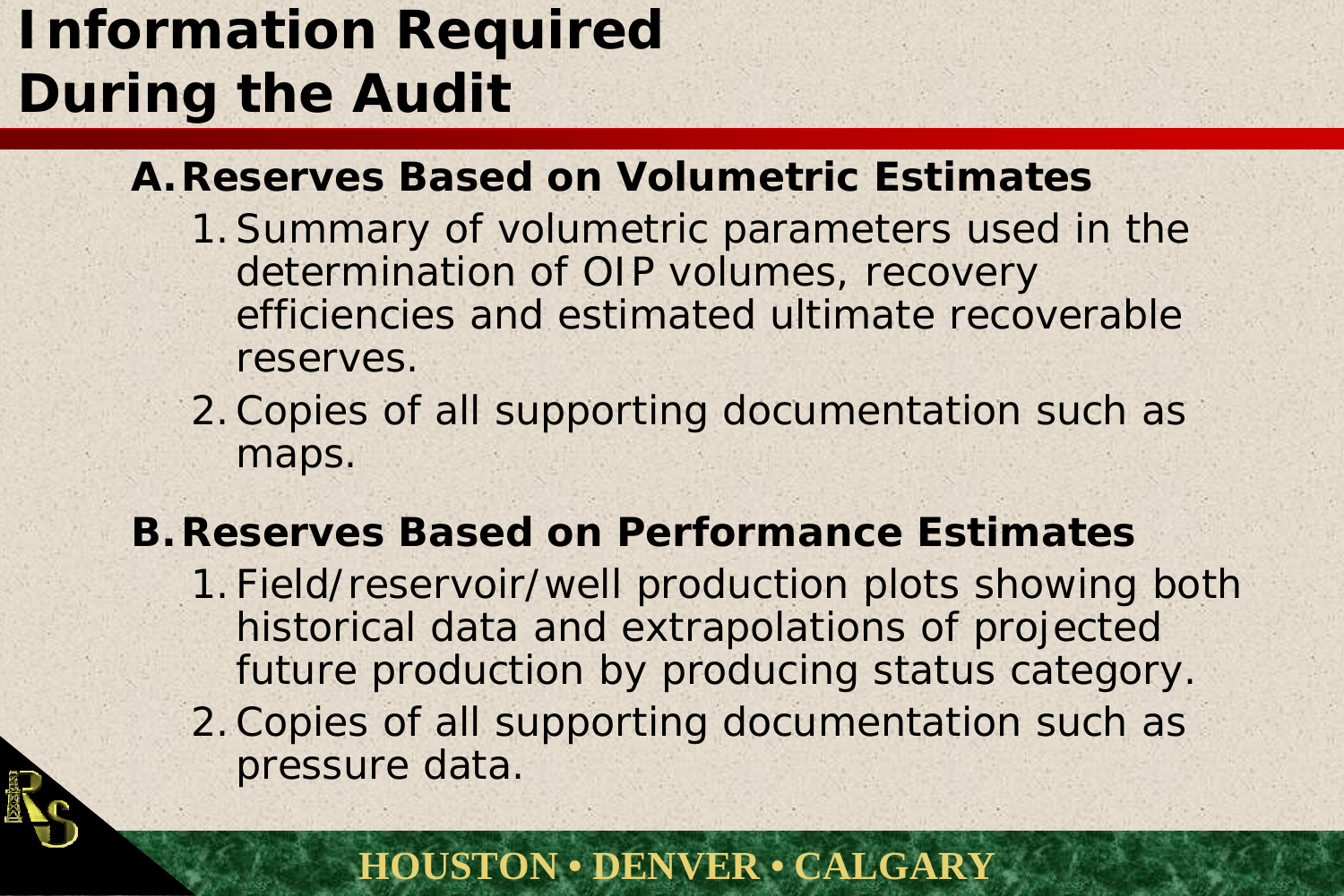# Information Required During the Audit

**A. Reserves Based on Volumetric Estimates**

1. Summary of volumetric parameters used in the determination of OIP volumes, recovery efficiencies and estimated ultimate recoverable reserves.
2. Copies of all supporting documentation such as maps.

**B. Reserves Based on Performance Estimates**

1. Field/reservoir/well production plots showing both historical data and extrapolations of projected future production by producing status category.
2. Copies of all supporting documentation such as pressure data.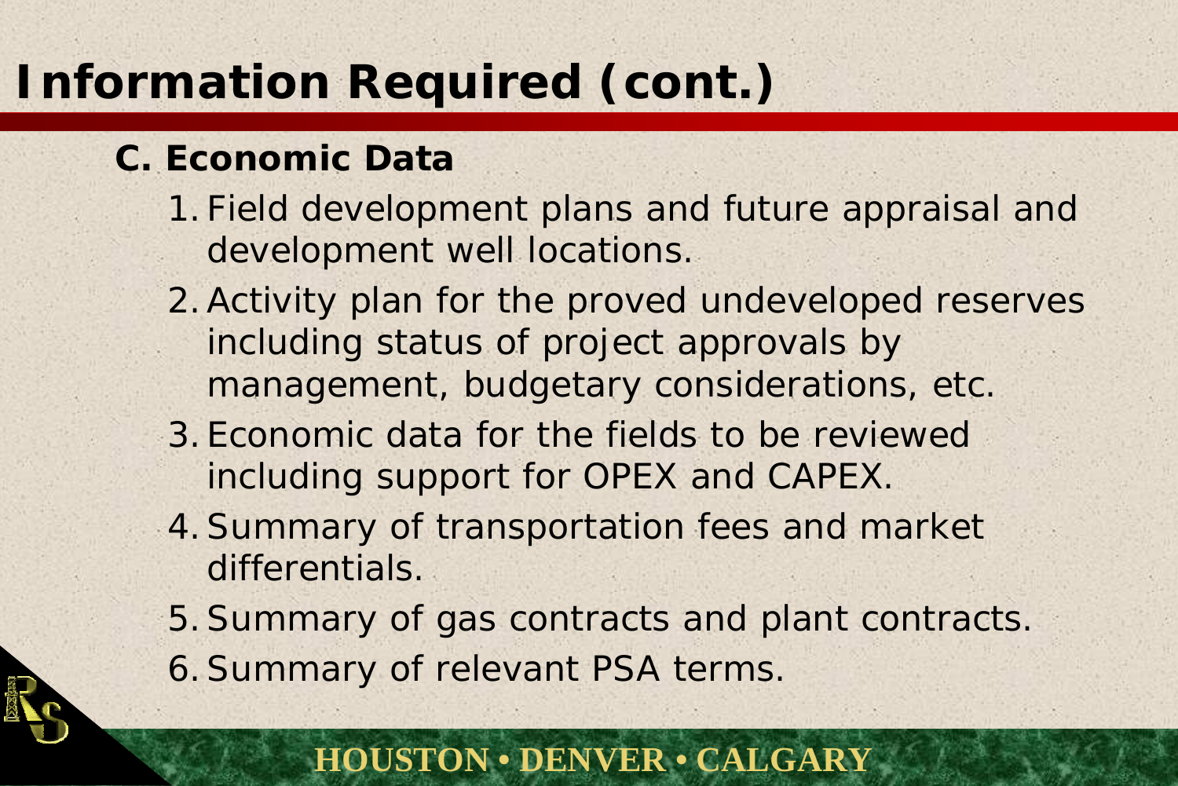# Information Required (cont.)

## C. Economic Data

1. Field development plans and future appraisal and development well locations.
2. Activity plan for the proved undeveloped reserves including status of project approvals by management, budgetary considerations, etc.
3. Economic data for the fields to be reviewed including support for OPEX and CAPEX.
4. Summary of transportation fees and market differentials.
5. Summary of gas contracts and plant contracts.
6. Summary of relevant PSA terms.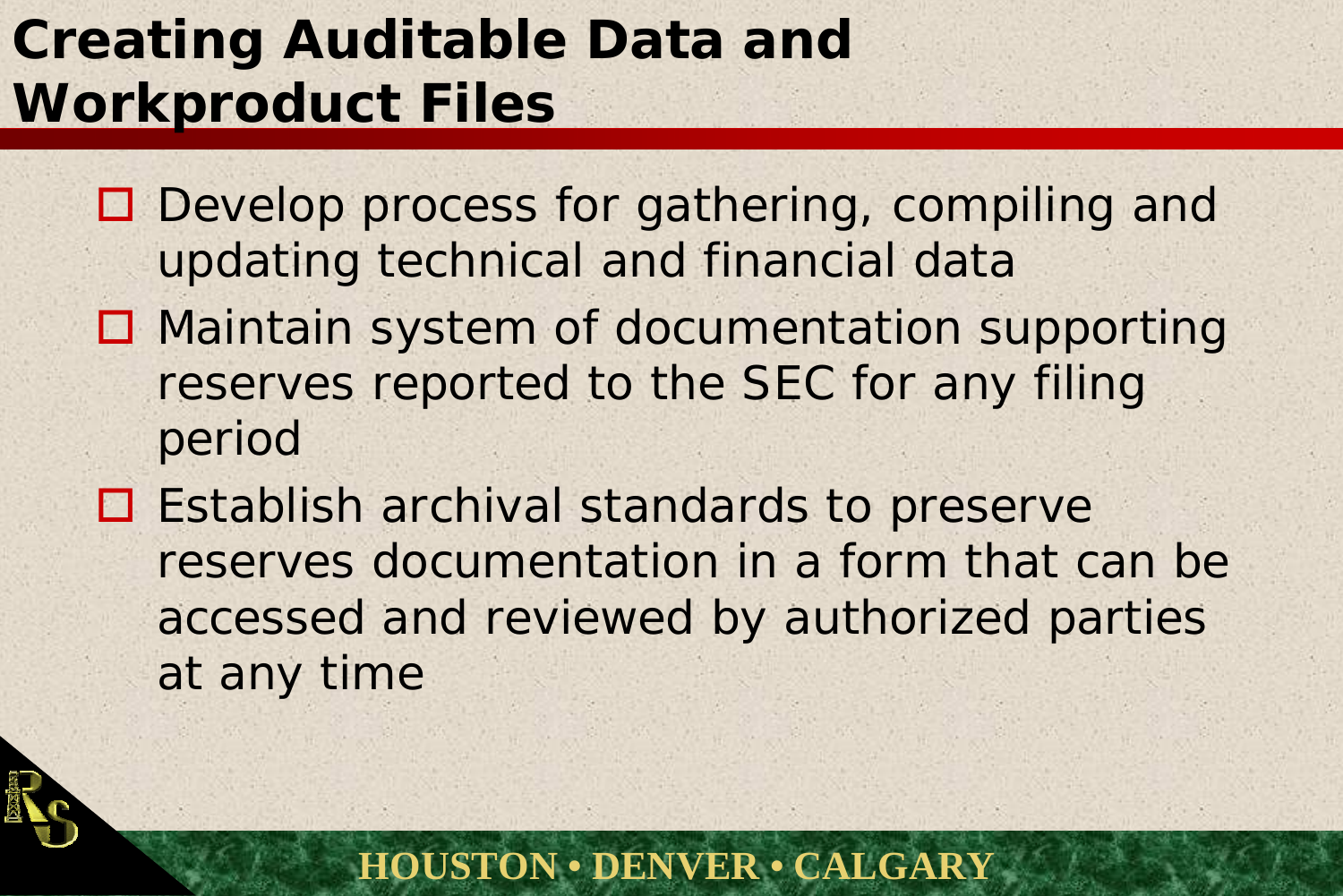# Creating Auditable Data and Workproduct Files

- Develop process for gathering, compiling and updating technical and financial data
- Maintain system of documentation supporting reserves reported to the SEC for any filing period
- Establish archival standards to preserve reserves documentation in a form that can be accessed and reviewed by authorized parties at any time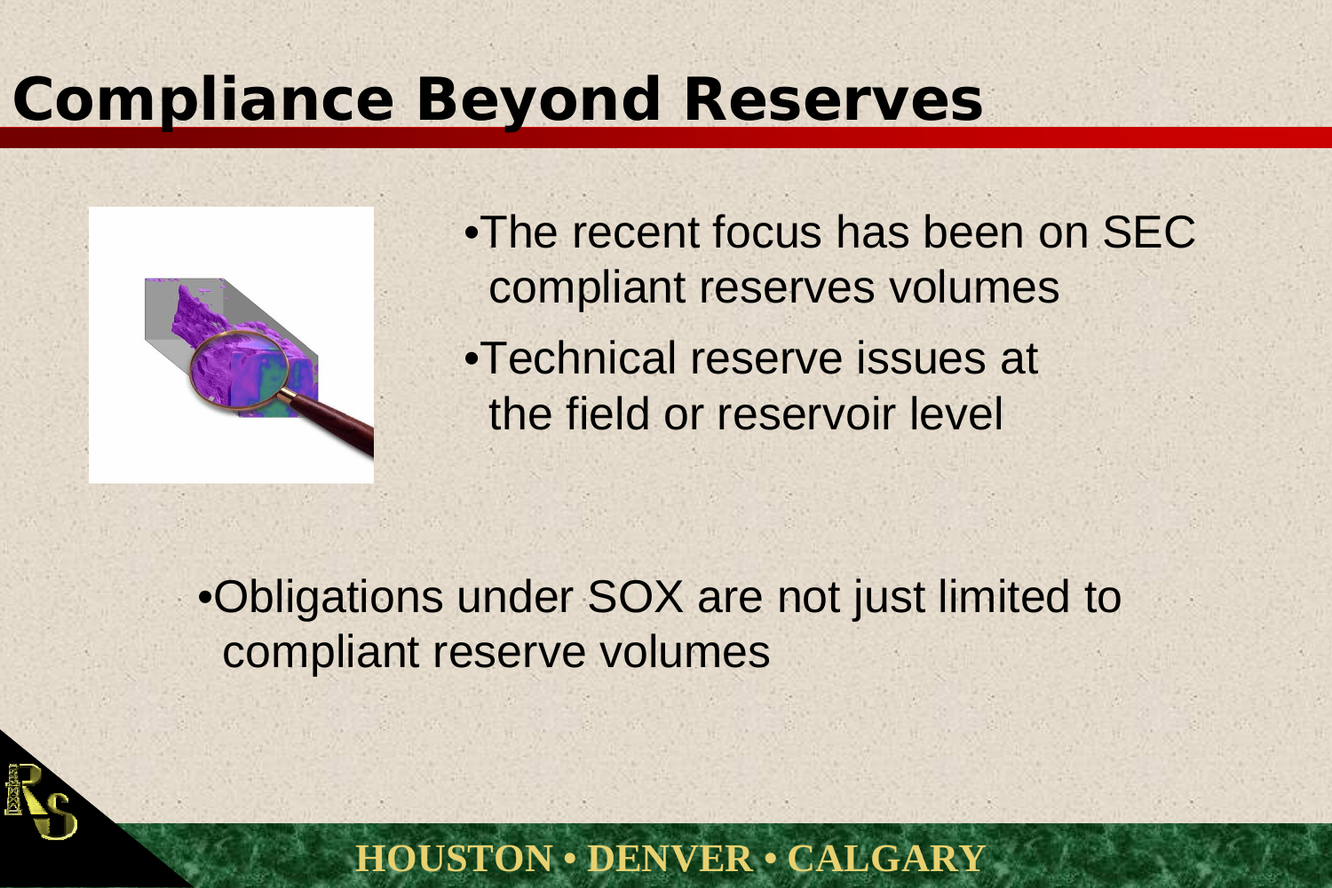# Compliance Beyond Reserves

- The recent focus has been on SEC compliant reserves volumes
- Technical reserve issues at the field or reservoir level

- Obligations under SOX are not just limited to compliant reserve volumes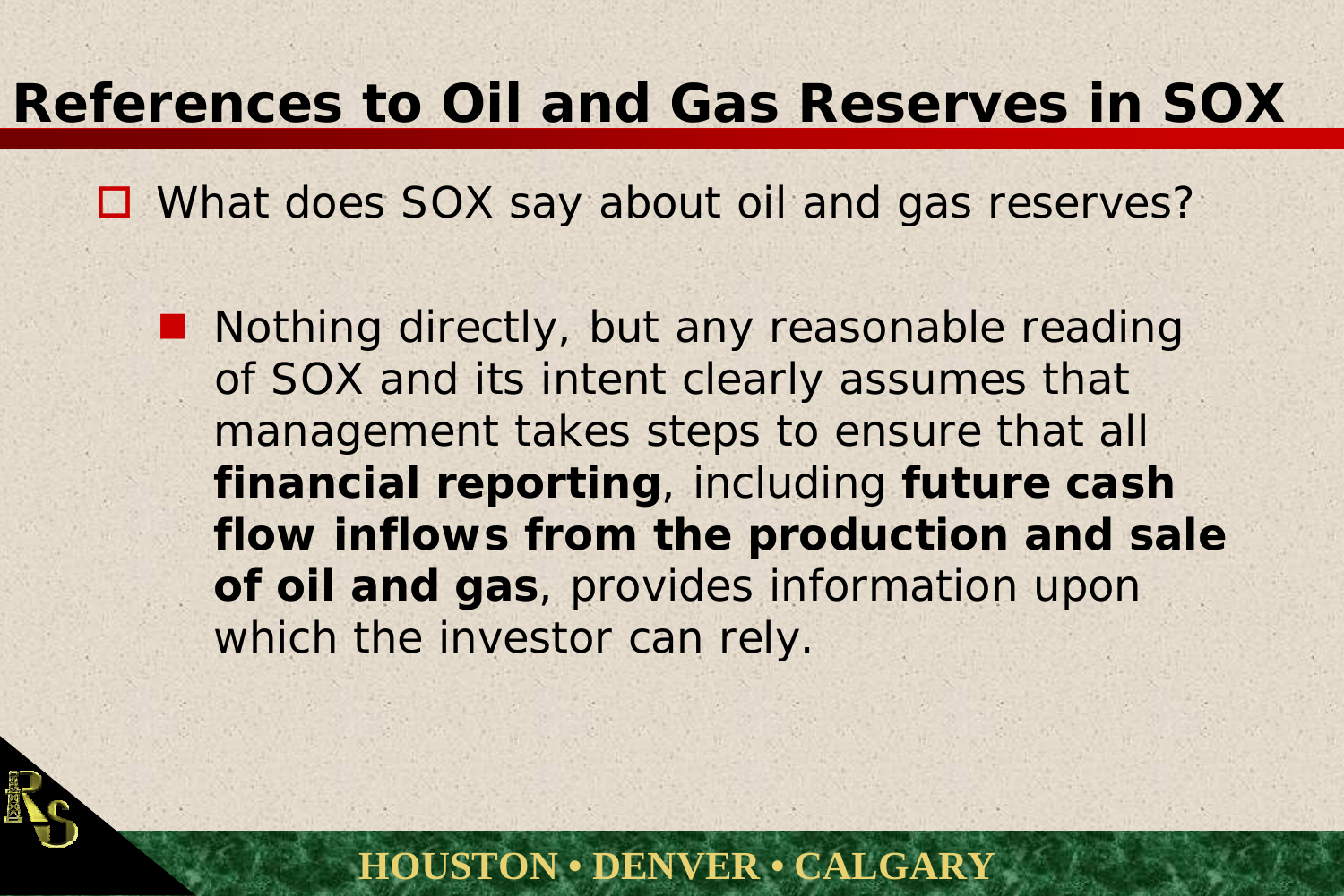# References to Oil and Gas Reserves in SOX

- What does SOX say about oil and gas reserves?
  - Nothing directly, but any reasonable reading of SOX and its intent clearly assumes that management takes steps to ensure that all **financial reporting**, including **future cash flow inflows from the production and sale of oil and gas**, provides information upon which the investor can rely.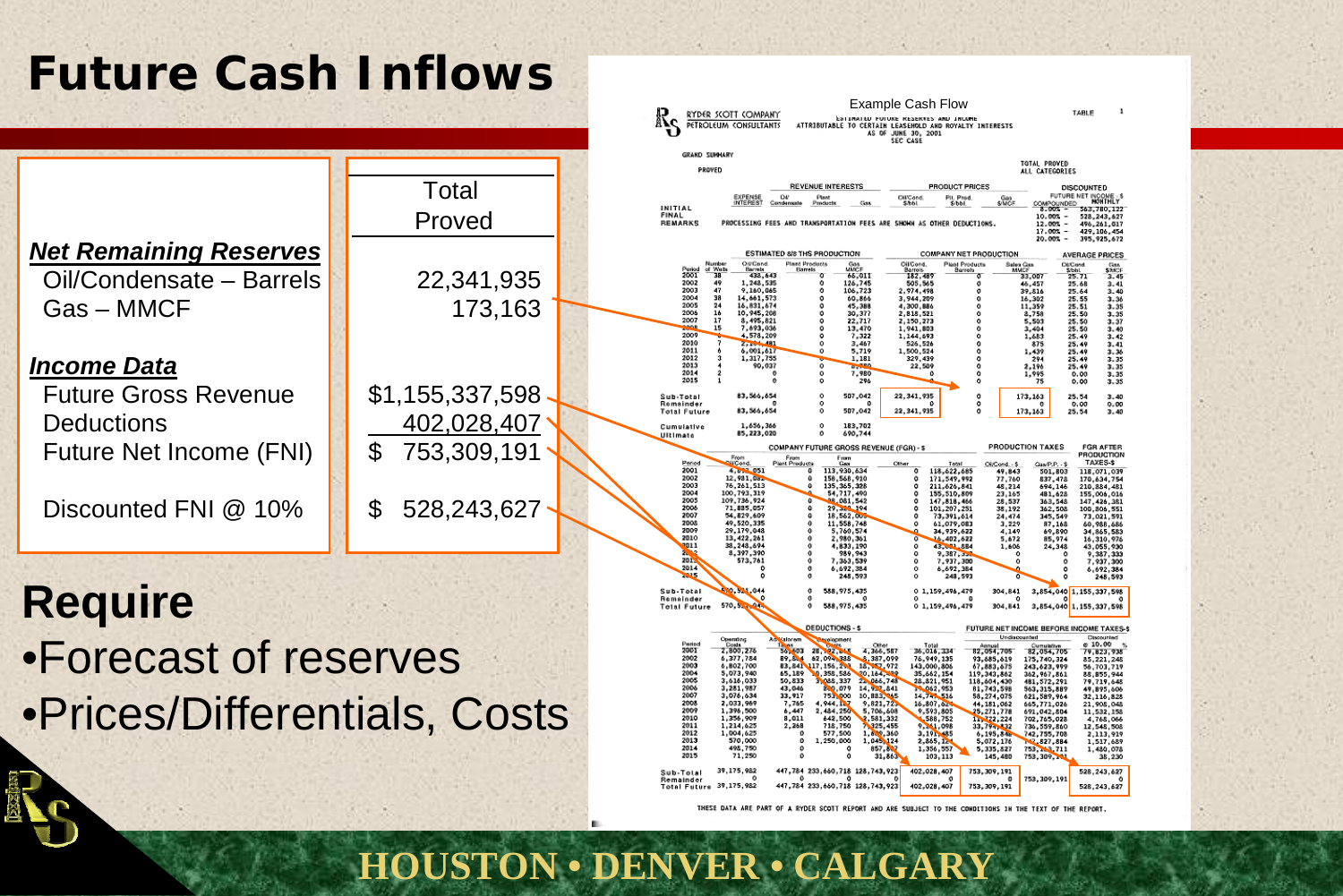# Future Cash Inflows

| | Total Proved |
|---|---|
| ***Net Remaining Reserves*** | |
| Oil/Condensate – Barrels | 22,341,935 |
| Gas – MMCF | 173,163 |
| ***Income Data*** | |
| Future Gross Revenue | $1,155,337,598 |
| Deductions | 402,028,407 |
| Future Net Income (FNI) | $ 753,309,191 |
| Discounted FNI @ 10% | $ 528,243,627 |

Example Cash Flow

RYDER SCOTT COMPANY PETROLEUM CONSULTANTS

ESTIMATED FUTURE RESERVES AND INCOME ATTRIBUTABLE TO CERTAIN LEASEHOLD AND ROYALTY INTERESTS AS OF JUNE 30, 2001 SEC CASE

TABLE 1

GRAND SUMMARY — PROVED — TOTAL PROVED ALL CATEGORIES

PROCESSING FEES AND TRANSPORTATION FEES ARE SHOWN AS OTHER DEDUCTIONS.

| Discount (Compounded Monthly) | Future Net Income - $ |
|---|---|
| 8.00% | 563,780,122 |
| 10.00% | 528,243,627 |
| 12.00% | 496,261,017 |
| 17.00% | 429,106,454 |
| 20.00% | 395,925,672 |

| Period | Number of Wells | Est. 8/8ths Oil/Cond. Barrels | Plant Products Barrels | Gas MMCF | Company Net Oil/Cond. Barrels | Plant Products Barrels | Sales Gas MMCF | Avg. Price Oil/Cond $/bbl | Gas $/MCF |
|---|---|---|---|---|---|---|---|---|---|
| 2001 | 38 | 438,643 | 0 | 66,011 | 182,489 | 0 | 33,007 | 25.71 | 3.45 |
| 2002 | 49 | 1,248,535 | 0 | 126,745 | 505,565 | 0 | 46,457 | 25.68 | 3.41 |
| 2003 | 47 | 9,160,065 | 0 | 106,723 | 2,974,498 | 0 | 39,816 | 25.64 | 3.40 |
| 2004 | 38 | 14,661,573 | 0 | 60,866 | 3,944,209 | 0 | 16,302 | 25.55 | 3.36 |
| 2005 | 24 | 16,831,674 | 0 | 45,388 | 4,300,886 | 0 | 11,359 | 25.51 | 3.35 |
| 2006 | 16 | 10,945,208 | 0 | 30,377 | 2,818,521 | 0 | 8,758 | 25.50 | 3.35 |
| 2007 | 17 | 8,495,821 | 0 | 22,717 | 2,150,273 | 0 | 5,503 | 25.50 | 3.37 |
| 2008 | 15 | 7,693,036 | 0 | 13,470 | 1,941,803 | 0 | 3,404 | 25.50 | 3.40 |
| 2009 | | 4,578,209 | 0 | 7,322 | 1,144,693 | 0 | 1,683 | 25.49 | 3.42 |
| 2010 | 7 | 2,1..,481 | 0 | 3,467 | 526,526 | 0 | 875 | 25.49 | 3.41 |
| 2011 | 6 | 6,001,617 | 0 | 5,719 | 1,500,524 | 0 | 1,439 | 25.49 | 3.36 |
| 2012 | 3 | 1,317,755 | 0 | 1,181 | 329,439 | 0 | 294 | 25.49 | 3.35 |
| 2013 | 3 | 90,037 | 0 | 8,980 | 22,509 | 0 | 2,196 | 25.49 | 3.35 |
| 2014 | 2 | 0 | 0 | 7,980 | 0 | 0 | 1,995 | 0.00 | 3.35 |
| 2015 | 1 | 0 | 0 | 296 | 0 | 0 | 75 | 0.00 | 3.35 |
| Sub-Total | | 83,566,654 | 0 | 507,042 | 22,341,935 | 0 | 173,163 | 25.54 | 3.40 |
| Remainder | | 0 | 0 | 0 | 0 | 0 | 0 | 0.00 | 0.00 |
| Total Future | | 83,566,654 | 0 | 507,042 | 22,341,935 | 0 | 173,163 | 25.54 | 3.40 |
| Cumulative | | 1,656,366 | 0 | 183,702 | | | | | |
| Ultimate | | 85,223,020 | 0 | 690,744 | | | | | |

| Period | FGR From Oil/Cond. | From Plant Products | From Gas | Other | Total | Production Taxes Oil/Cond. - $ | Gas/P.P. - $ | FGR After Production Taxes - $ |
|---|---|---|---|---|---|---|---|---|
| 2001 | 4,6..,051 | 0 | 113,930,634 | 0 | 118,622,685 | 49,843 | 501,803 | 118,071,039 |
| 2002 | 12,981,082 | 0 | 158,568,910 | 0 | 171,549,992 | 77,760 | 837,478 | 170,634,754 |
| 2003 | 76,261,513 | 0 | 135,365,328 | 0 | 211,626,841 | 48,214 | 694,146 | 210,884,481 |
| 2004 | 100,793,319 | 0 | 54,717,490 | 0 | 155,510,809 | 23,165 | 481,628 | 155,006,016 |
| 2005 | 109,736,924 | 0 | 38,081,542 | 0 | 147,818,466 | 28,537 | 363,548 | 147,426,381 |
| 2006 | 71,885,057 | 0 | 29,3..,394 | 0 | 101,207,251 | 38,192 | 362,508 | 100,806,551 |
| 2007 | 54,829,609 | 0 | 18,562,00. | 0 | 73,391,614 | 24,474 | 345,549 | 73,021,591 |
| 2008 | 49,520,335 | 0 | 11,558,748 | 0 | 61,079,083 | 3,229 | 87,168 | 60,988,686 |
| 2009 | 29,179,048 | 0 | 5,760,574 | 0 | 34,939,622 | 4,149 | 69,890 | 34,865,583 |
| 2010 | 13,422,261 | 0 | 2,980,361 | 0 | 16,402,622 | 5,672 | 85,974 | 16,310,976 |
| 2011 | 38,248,694 | 0 | 4,833,190 | 0 | 43,0..,884 | 1,606 | 24,348 | 43,055,930 |
| 2012 | 8,397,390 | 0 | 989,943 | 0 | 9,387,333 | 0 | 0 | 9,387,333 |
| 2013 | 573,761 | 0 | 7,363,539 | 0 | 7,937,300 | 0 | 0 | 7,937,300 |
| 2014 | 0 | 0 | 6,692,384 | 0 | 6,692,384 | 0 | 0 | 6,692,384 |
| 2015 | 0 | 0 | 248,593 | 0 | 248,593 | 0 | 0 | 248,593 |
| Sub-Total | 570,521,044 | 0 | 588,975,435 | 0 | 1,159,496,479 | 304,841 | 3,854,040 | 1,155,337,598 |
| Remainder | 0 | 0 | 0 | 0 | 0 | 0 | 0 | 0 |
| Total Future | 570,521,044 | 0 | 588,975,435 | 0 | 1,159,496,479 | 304,841 | 3,854,040 | 1,155,337,598 |

| Period | Operating Costs | Ad Valorem Taxes | Development Costs | Other | Total Deductions | FNI Undiscounted Annual | Cumulative | Discounted @ 10.00 % |
|---|---|---|---|---|---|---|---|---|
| 2001 | 2,800,276 | 56,603 | 28,792,868 | 4,366,587 | 36,016,334 | 82,054,705 | 82,054,705 | 79,823,938 |
| 2002 | 6,377,784 | 89,8.. | 62,094,388 | 8,387,099 | 76,949,135 | 93,685,619 | 175,740,324 | 85,221,248 |
| 2003 | 6,802,700 | 83,841 | 117,156,2.. | 18,1..,972 | 143,000,806 | 67,883,675 | 243,623,999 | 56,703,719 |
| 2004 | 5,073,940 | 65,189 | ..,358,586 | ..,164,... | 35,662,154 | 119,343,862 | 362,967,861 | 88,855,944 |
| 2005 | 3,616,033 | 50,833 | ..,085,337 | 2.,066,748 | 28,821,951 | 118,604,430 | 481,572,291 | 79,719,648 |
| 2006 | 3,281,987 | 43,046 | ..,079 | 14,9..,841 | 19,062,953 | 81,743,598 | 563,315,889 | 49,895,606 |
| 2007 | 3,076,634 | 33,917 | 753,000 | 10,883,.65 | 14,7..,516 | 58,274,075 | 621,589,964 | 32,116,828 |
| 2008 | 2,033,969 | 7,765 | 4,944,1.. | 9,821,72. | 16,807,6.. | 44,181,062 | 665,771,026 | 21,908,048 |
| 2009 | 1,396,500 | 6,447 | 2,484,250 | 5,706,608 | 9,593,805 | 25,271,778 | 691,042,804 | 11,532,158 |
| 2010 | 1,356,909 | 8,011 | 642,500 | 2,581,332 | 4,588,752 | 11,722,224 | 702,765,028 | 4,768,066 |
| 2011 | 1,214,625 | 2,268 | 718,750 | 7,325,455 | 9,261,098 | 33,794,832 | 736,559,860 | 12,548,508 |
| 2012 | 1,004,625 | 0 | 577,500 | 1,6..,360 | 3,191,485 | 6,195,848 | 742,755,708 | 2,113,919 |
| 2013 | 570,000 | 0 | 1,250,000 | 1,045,124 | 2,865,124 | 5,072,176 | 747,827,884 | 1,517,689 |
| 2014 | 498,750 | 0 | 0 | 857,807 | 1,356,557 | 5,335,827 | 753,163,711 | 1,480,078 |
| 2015 | 71,250 | 0 | 0 | 31,863 | 103,113 | 145,480 | 753,309,191 | 38,230 |
| Sub-Total | 39,175,982 | 447,784 | 233,660,718 | 128,743,923 | 402,028,407 | 753,309,191 | 753,309,191 | 528,243,627 |
| Remainder | 0 | 0 | 0 | 0 | 0 | 0 | | 0 |
| Total Future | 39,175,982 | 447,784 | 233,660,718 | 128,743,923 | 402,028,407 | 753,309,191 | | 528,243,627 |

THESE DATA ARE PART OF A RYDER SCOTT REPORT AND ARE SUBJECT TO THE CONDITIONS IN THE TEXT OF THE REPORT.

## Require

- Forecast of reserves
- Prices/Differentials, Costs

HOUSTON • DENVER • CALGARY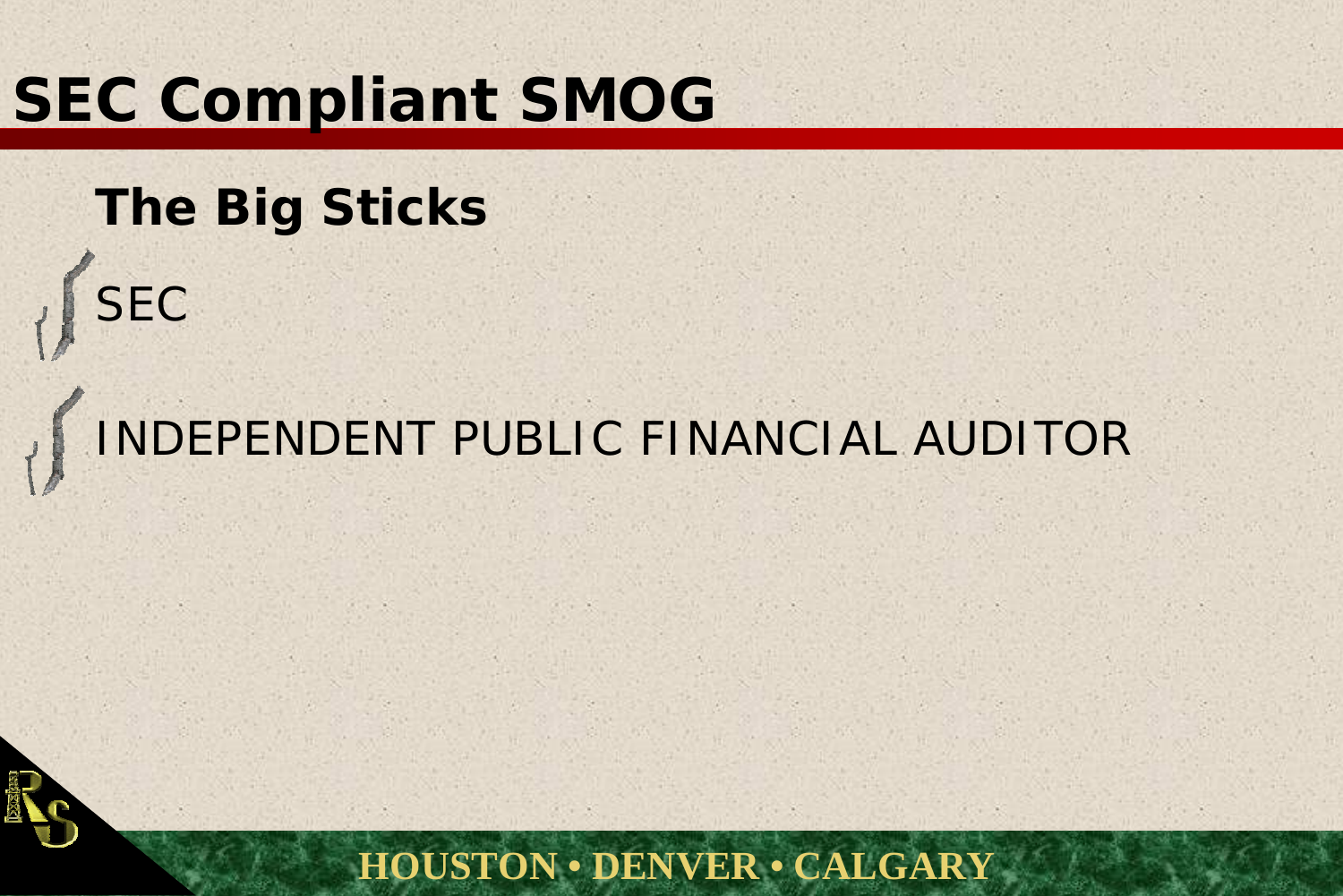# SEC Compliant SMOG

## The Big Sticks

- SEC
- INDEPENDENT PUBLIC FINANCIAL AUDITOR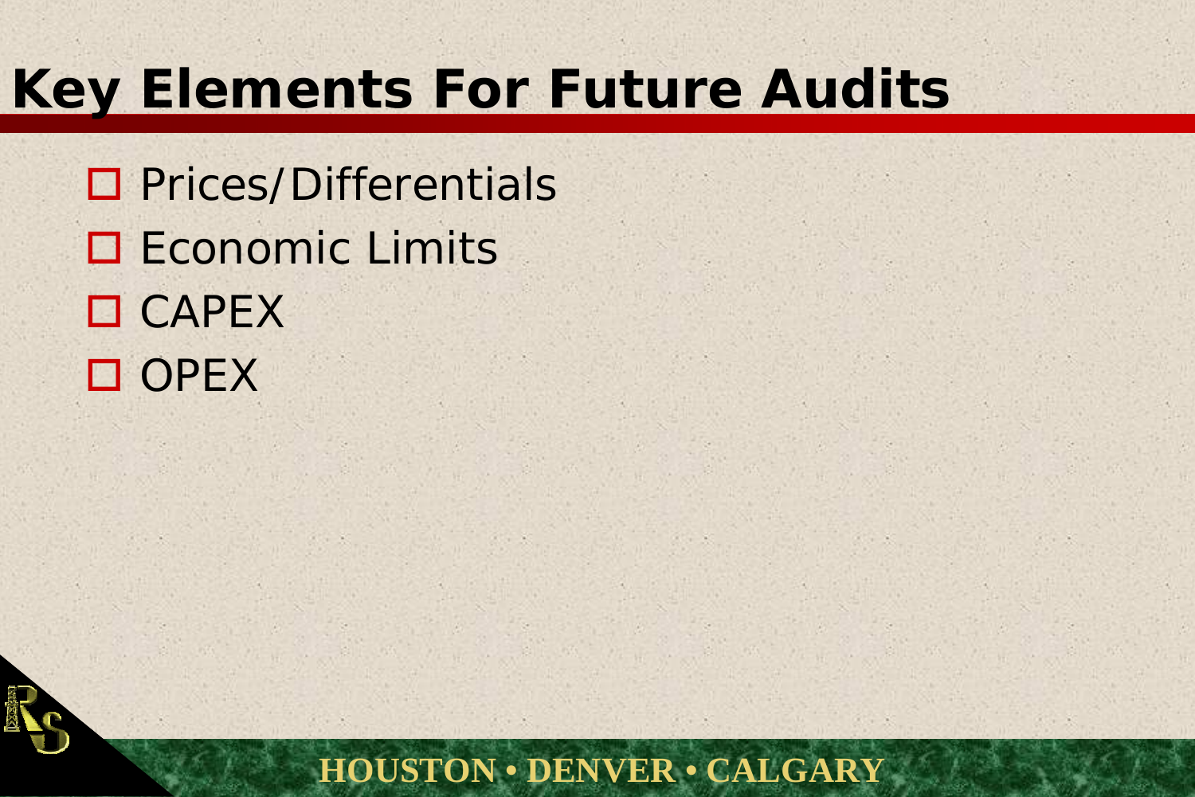# Key Elements For Future Audits

- Prices/Differentials
- Economic Limits
- CAPEX
- OPEX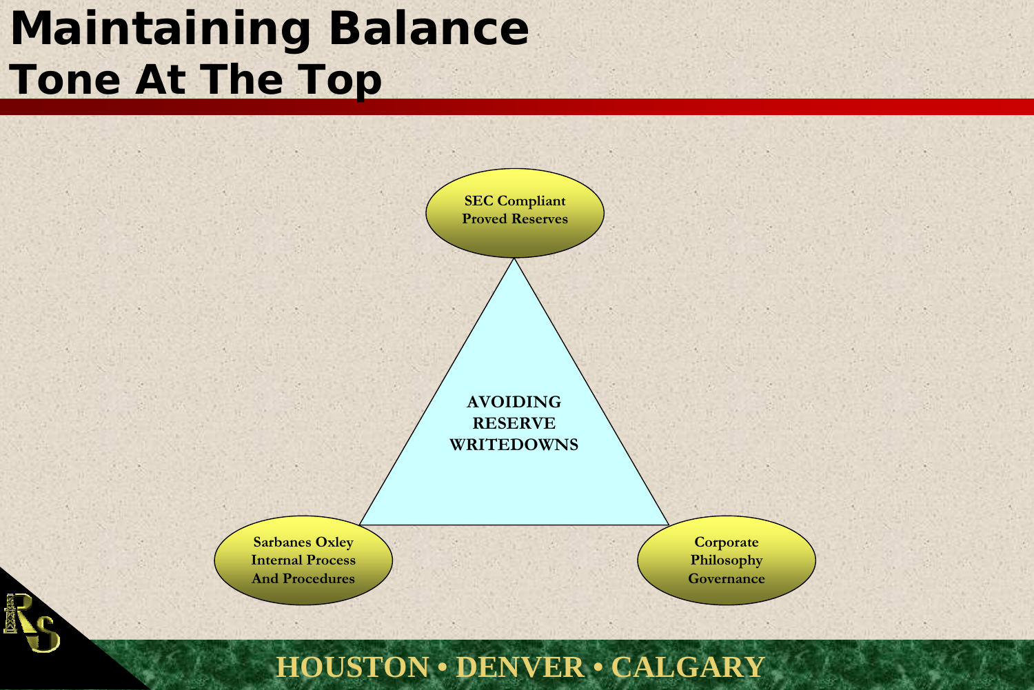# Maintaining Balance
## Tone At The Top

SEC Compliant
Proved Reserves

AVOIDING
RESERVE
WRITEDOWNS

Sarbanes Oxley
Internal Process
And Procedures

Corporate
Philosophy
Governance

HOUSTON • DENVER • CALGARY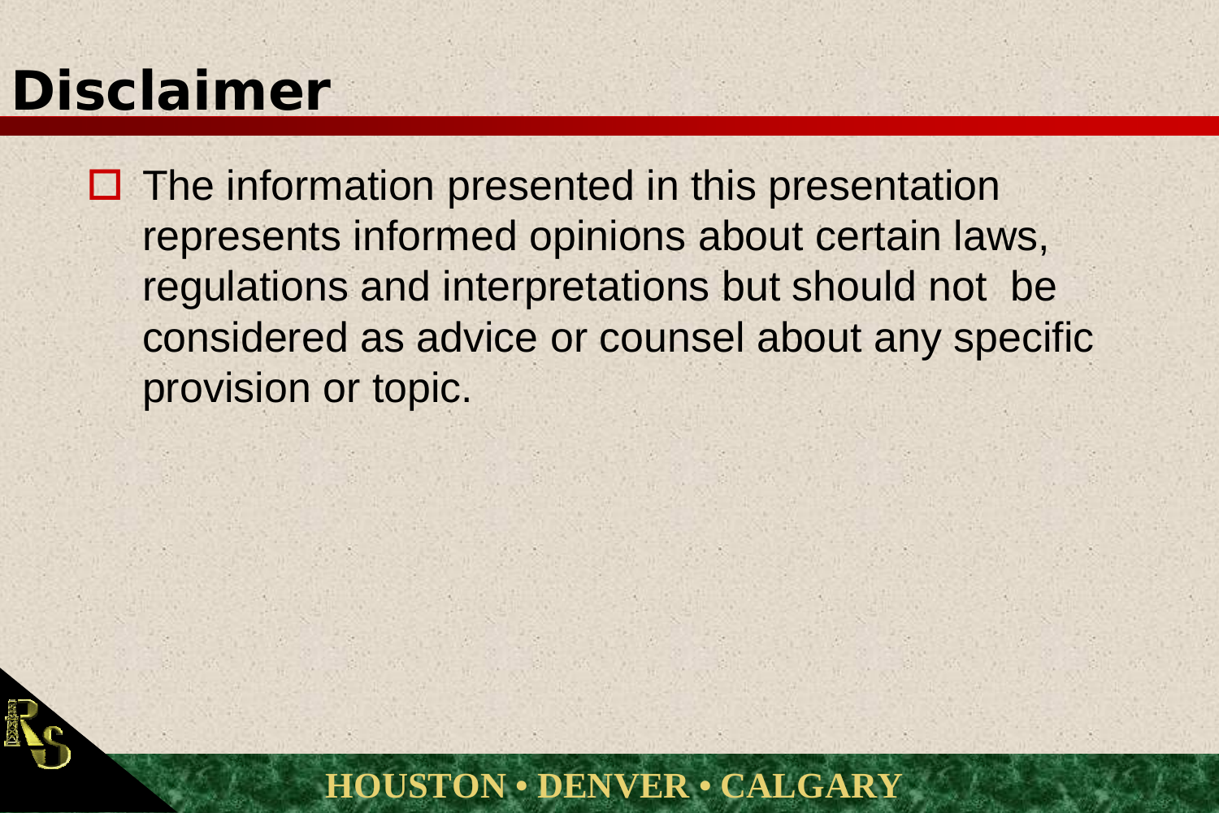# Disclaimer

- The information presented in this presentation represents informed opinions about certain laws, regulations and interpretations but should not be considered as advice or counsel about any specific provision or topic.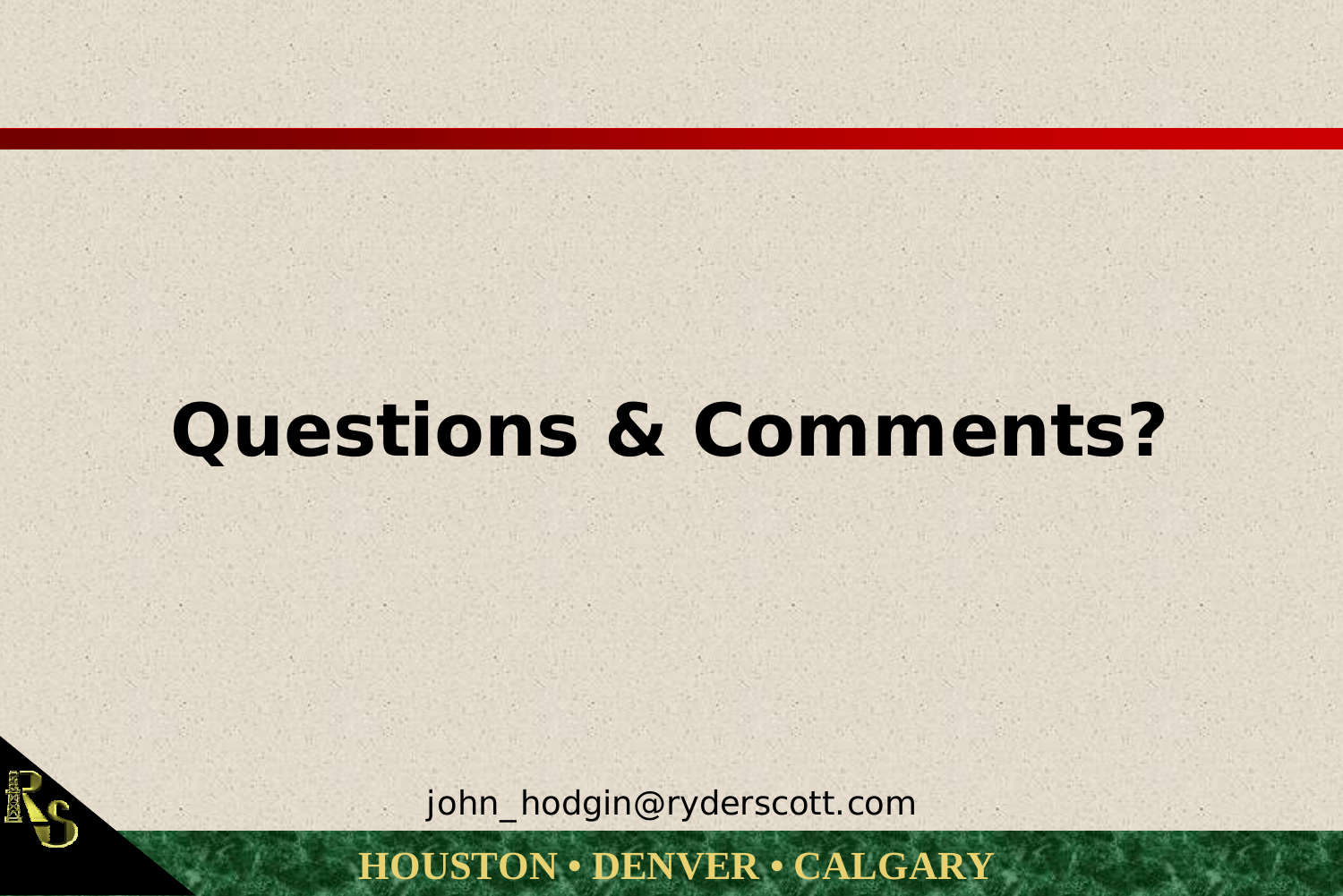# Questions & Comments?

john_hodgin@ryderscott.com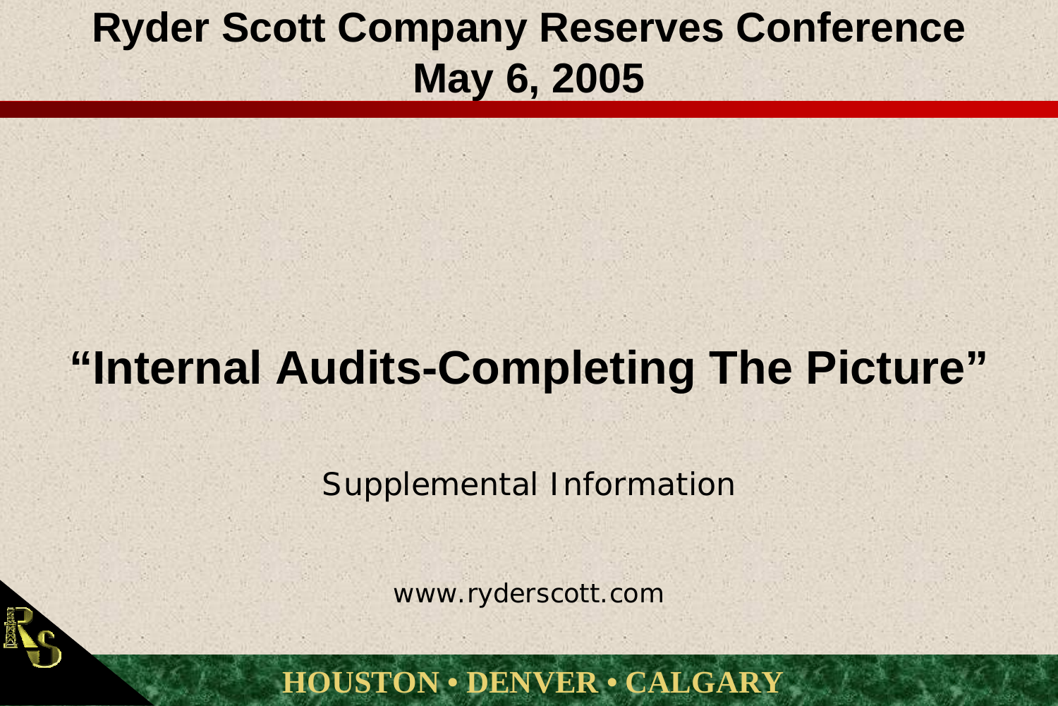# Ryder Scott Company Reserves Conference
## May 6, 2005

## "Internal Audits-Completing The Picture"

Supplemental Information

www.ryderscott.com

**HOUSTON • DENVER • CALGARY**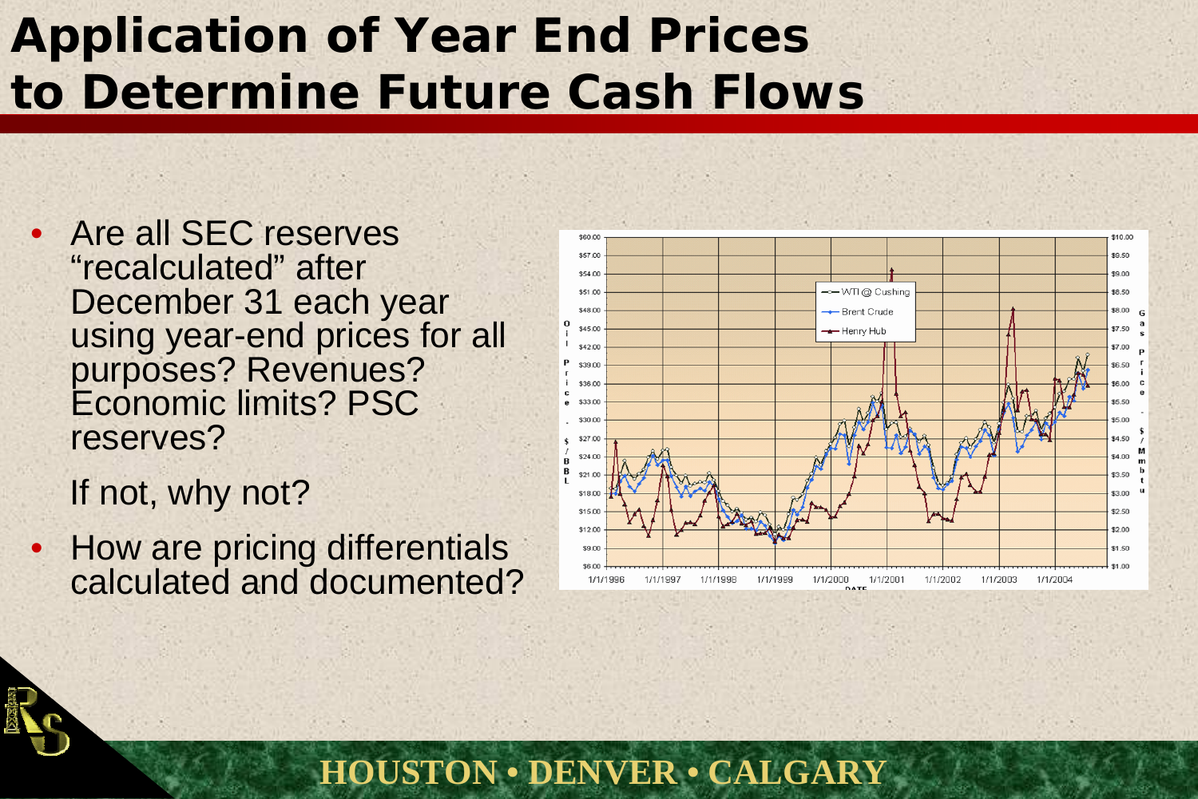# Application of Year End Prices to Determine Future Cash Flows

- Are all SEC reserves "recalculated" after December 31 each year using year-end prices for all purposes? Revenues? Economic limits? PSC reserves?

  If not, why not?

- How are pricing differentials calculated and documented?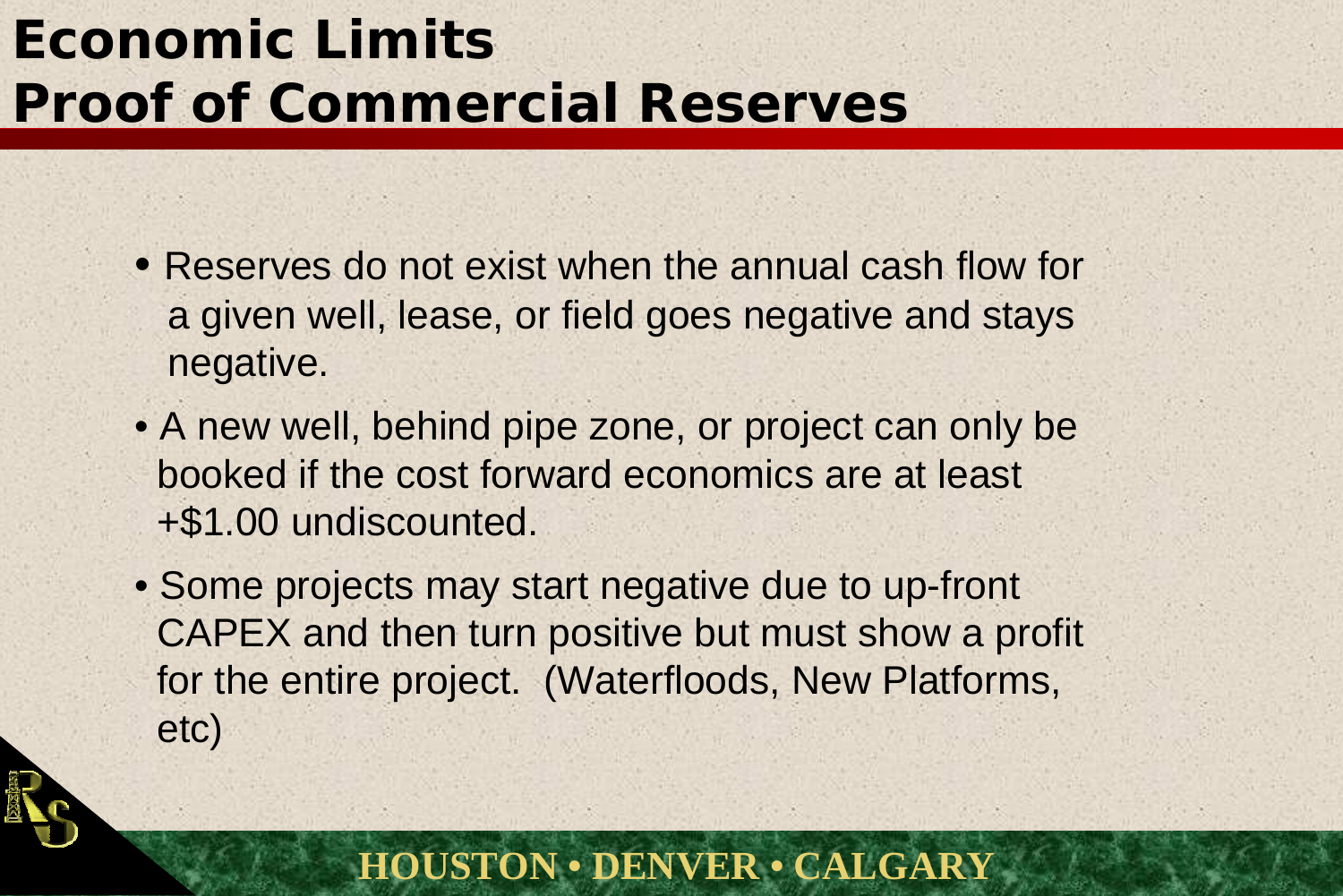# Economic Limits
# Proof of Commercial Reserves

- Reserves do not exist when the annual cash flow for a given well, lease, or field goes negative and stays negative.
- A new well, behind pipe zone, or project can only be booked if the cost forward economics are at least +$1.00 undiscounted.
- Some projects may start negative due to up-front CAPEX and then turn positive but must show a profit for the entire project. (Waterfloods, New Platforms, etc)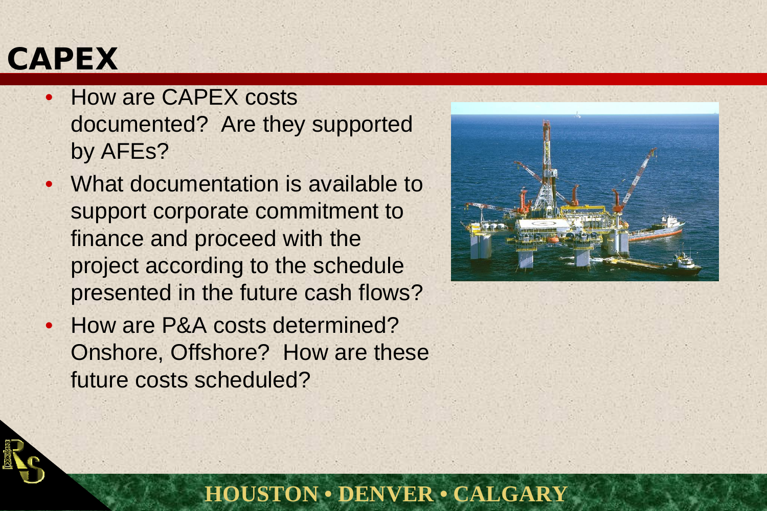# CAPEX

- How are CAPEX costs documented? Are they supported by AFEs?
- What documentation is available to support corporate commitment to finance and proceed with the project according to the schedule presented in the future cash flows?
- How are P&A costs determined? Onshore, Offshore? How are these future costs scheduled?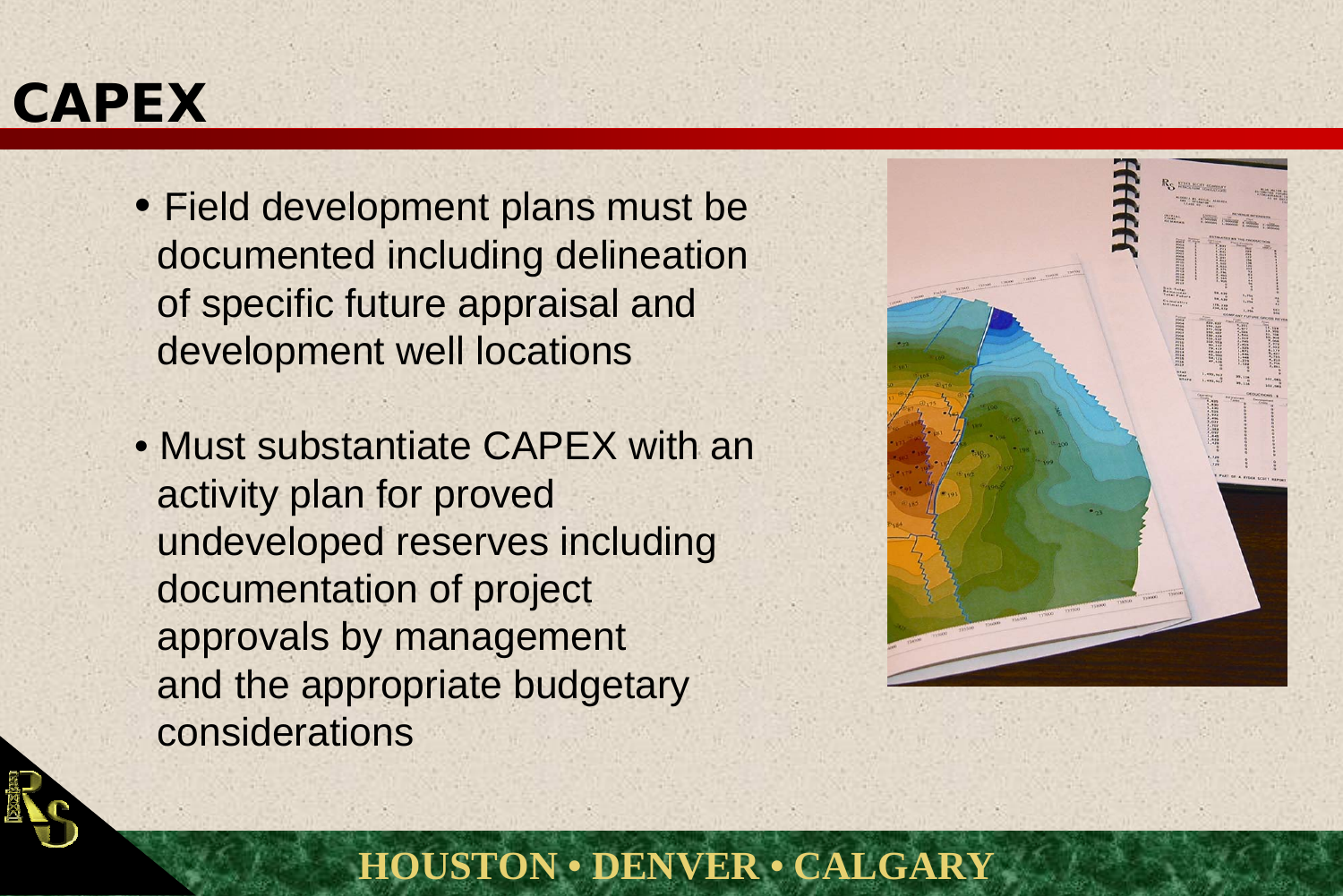# CAPEX

- Field development plans must be documented including delineation of specific future appraisal and development well locations
- Must substantiate CAPEX with an activity plan for proved undeveloped reserves including documentation of project approvals by management and the appropriate budgetary considerations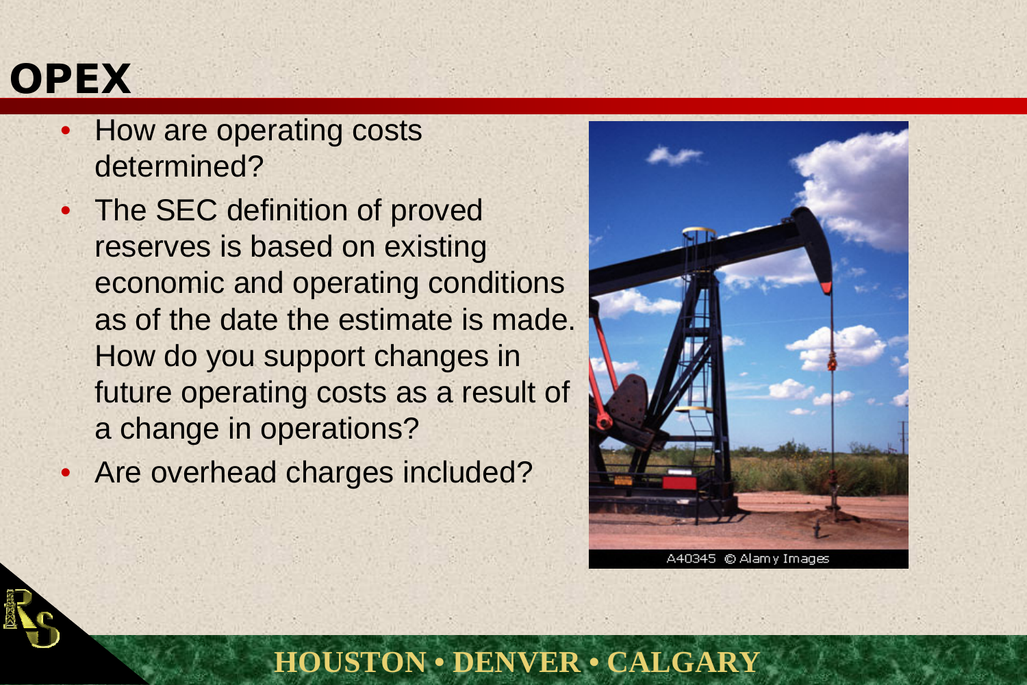# OPEX

- How are operating costs determined?
- The SEC definition of proved reserves is based on existing economic and operating conditions as of the date the estimate is made. How do you support changes in future operating costs as a result of a change in operations?
- Are overhead charges included?

A40345 © Alamy Images

HOUSTON • DENVER • CALGARY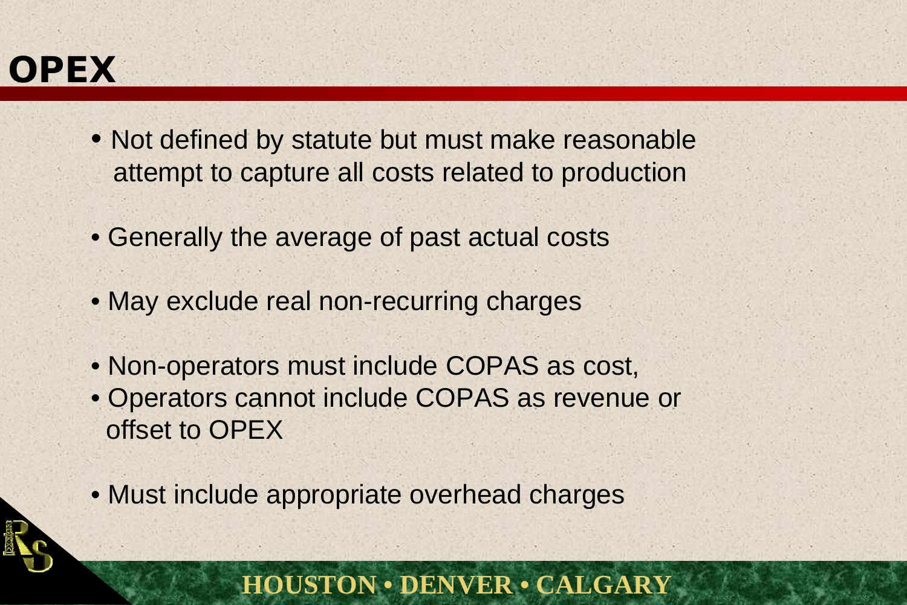# OPEX

- Not defined by statute but must make reasonable attempt to capture all costs related to production
- Generally the average of past actual costs
- May exclude real non-recurring charges
- Non-operators must include COPAS as cost,
- Operators cannot include COPAS as revenue or offset to OPEX
- Must include appropriate overhead charges

HOUSTON • DENVER • CALGARY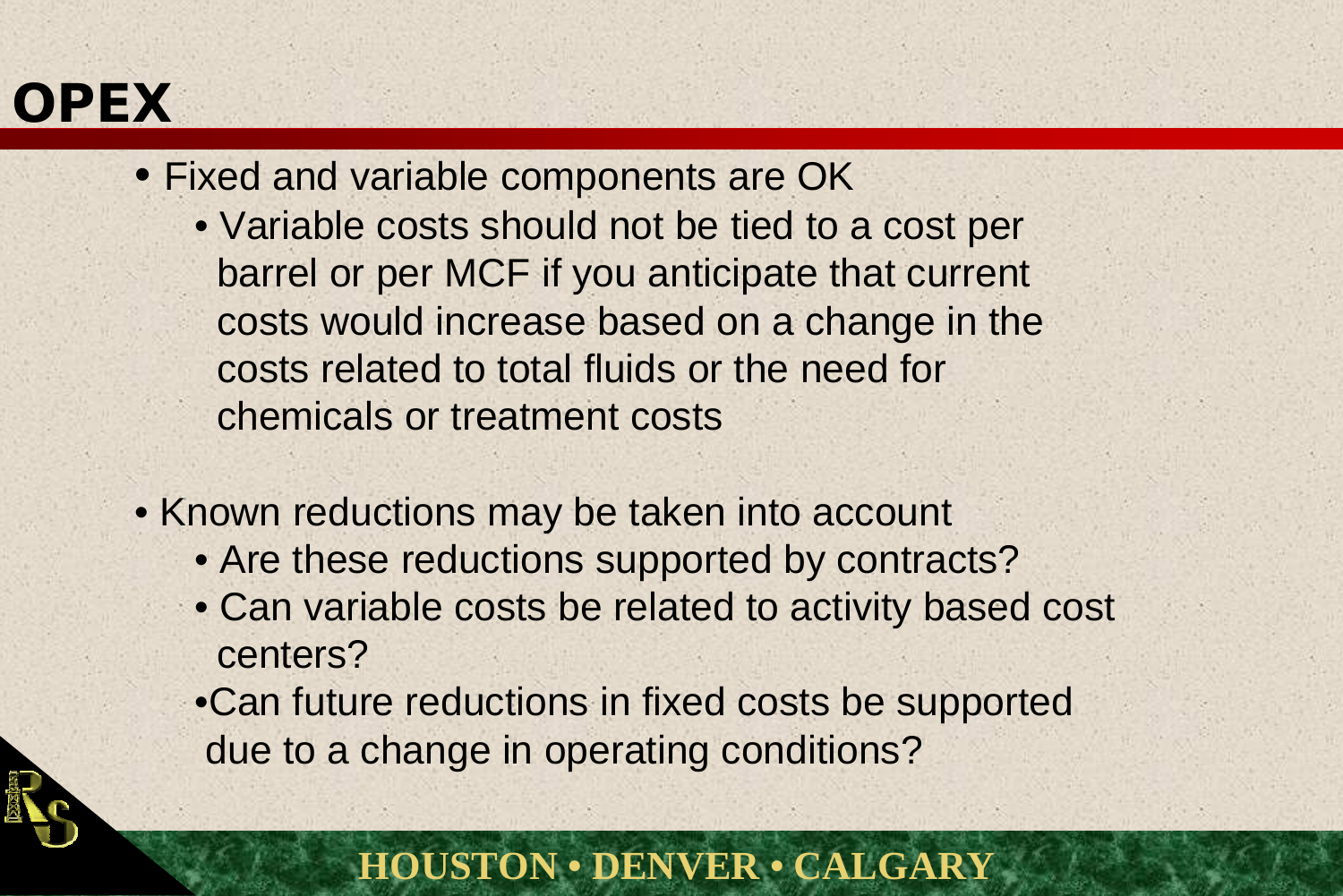# OPEX

- Fixed and variable components are OK
  - Variable costs should not be tied to a cost per barrel or per MCF if you anticipate that current costs would increase based on a change in the costs related to total fluids or the need for chemicals or treatment costs
- Known reductions may be taken into account
  - Are these reductions supported by contracts?
  - Can variable costs be related to activity based cost centers?
  - Can future reductions in fixed costs be supported due to a change in operating conditions?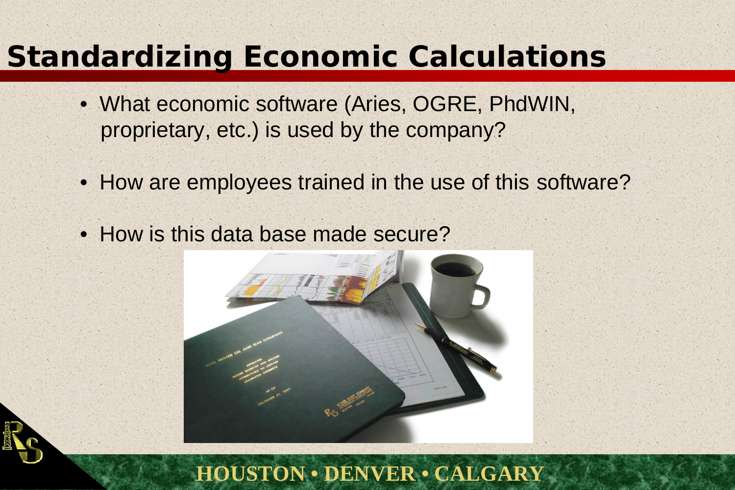# Standardizing Economic Calculations

- What economic software (Aries, OGRE, PhdWIN, proprietary, etc.) is used by the company?
- How are employees trained in the use of this software?
- How is this data base made secure?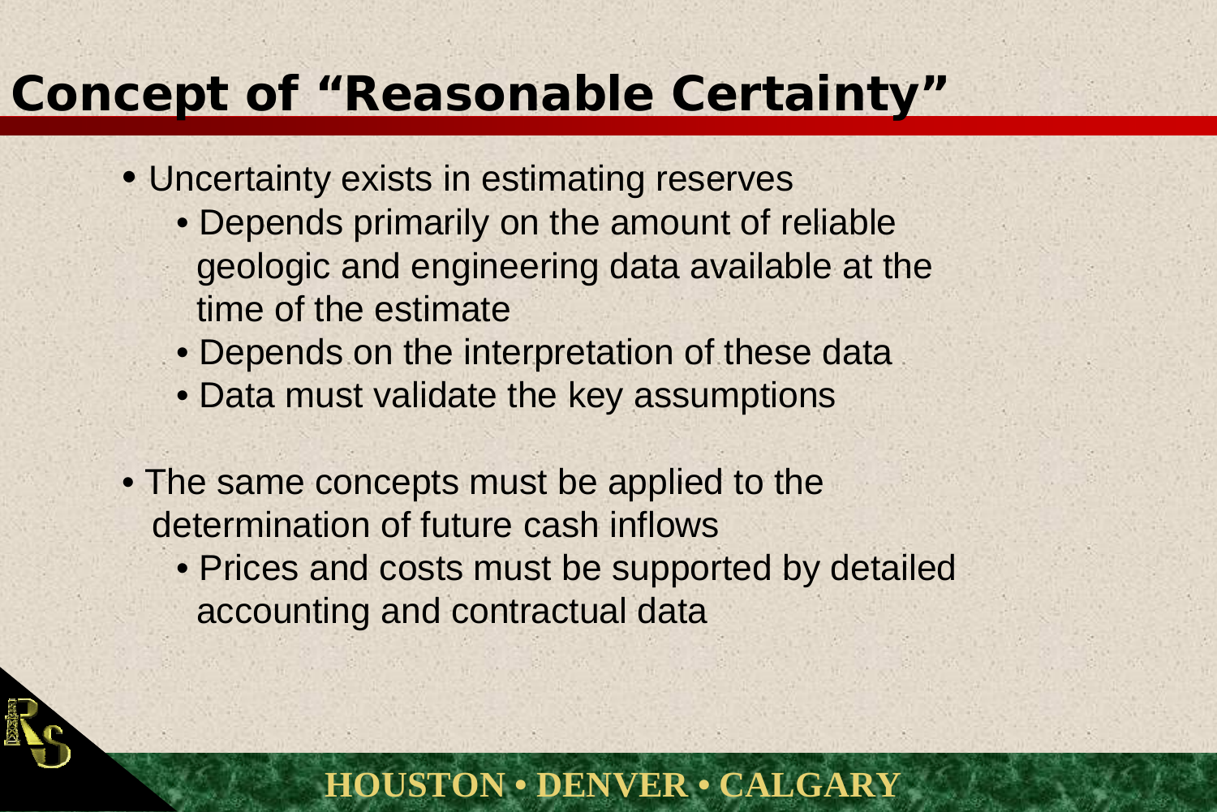# Concept of "Reasonable Certainty"

- Uncertainty exists in estimating reserves
  - Depends primarily on the amount of reliable geologic and engineering data available at the time of the estimate
  - Depends on the interpretation of these data
  - Data must validate the key assumptions

- The same concepts must be applied to the determination of future cash inflows
  - Prices and costs must be supported by detailed accounting and contractual data